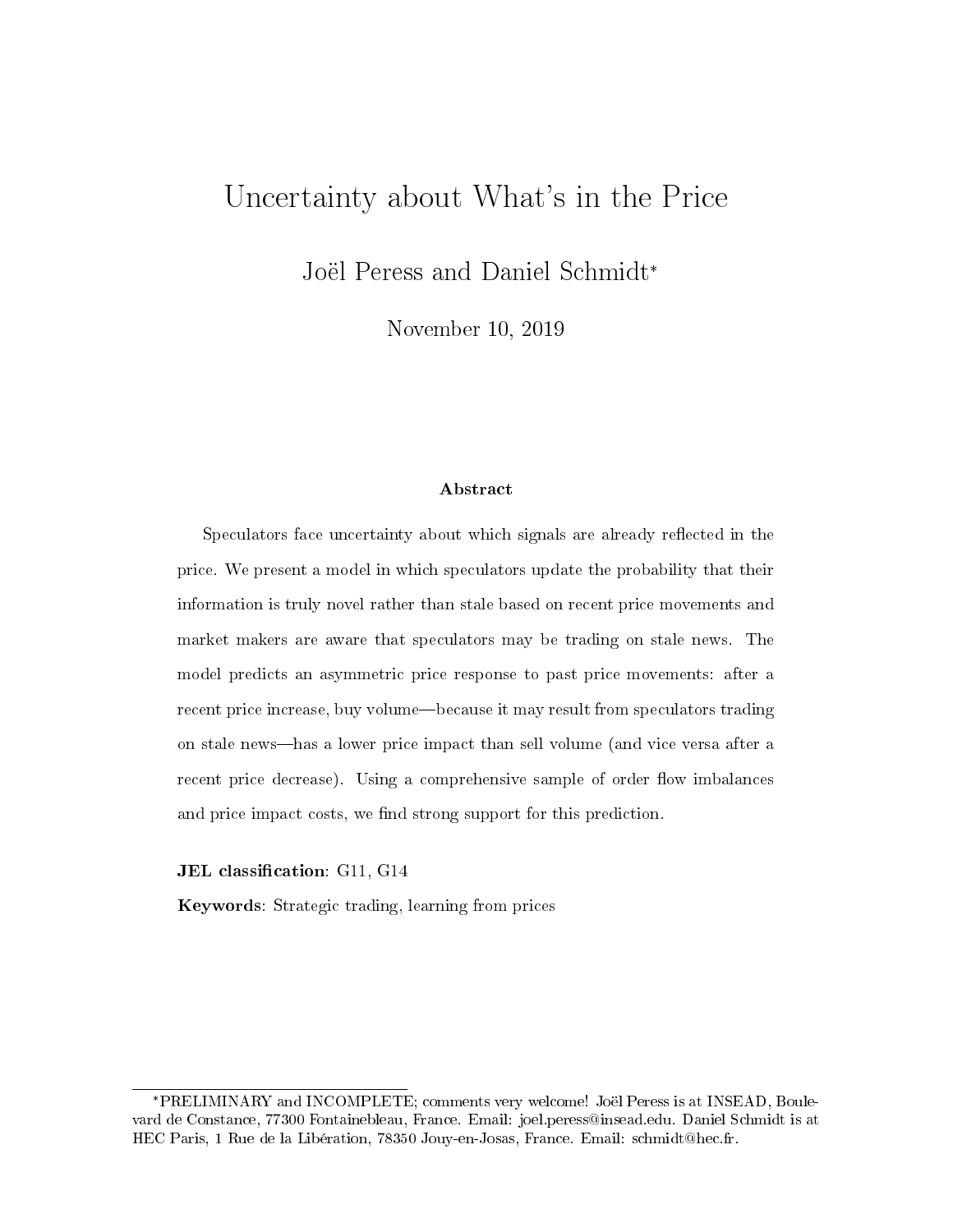# Uncertainty about What's in the Price

Joël Peress and Daniel Schmidt*

November 10, 2019

### Abstract

Speculators face uncertainty about which signals are already reflected in the price. We present a model in which speculators update the probability that their information is truly novel rather than stale based on recent price movements and market makers are aware that speculators may be trading on stale news. The model predicts an asymmetric price response to past price movements: after a recent price increase, buy volume—because it may result from speculators trading on stale news—has a lower price impact than sell volume (and vice versa after a recent price decrease). Using a comprehensive sample of order flow imbalances and price impact costs, we find strong support for this prediction.

**JEL classification**: G11, G14

**Keywords**: Strategic trading, learning from prices

---

*PRELIMINARY and INCOMPLETE; comments very welcome! Joël Peress is at INSEAD, Boulevard de Constance, 77300 Fontainebleau, France. Email: joel.peress@insead.edu. Daniel Schmidt is at HEC Paris, 1 Rue de la Libération, 78350 Jouy-en-Josas, France. Email: schmidt@hec.fr.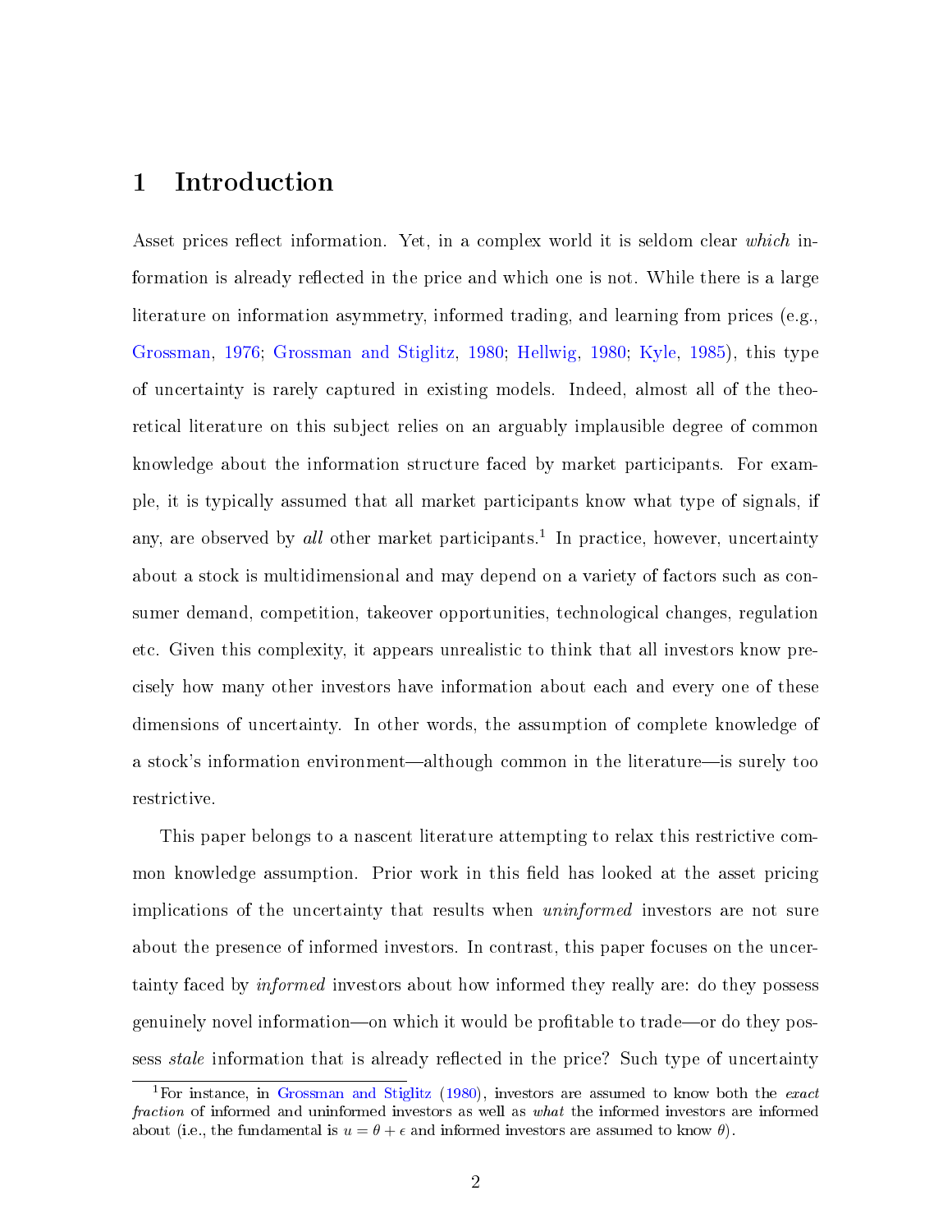# 1 Introduction

Asset prices reflect information. Yet, in a complex world it is seldom clear *which* information is already reflected in the price and which one is not. While there is a large literature on information asymmetry, informed trading, and learning from prices (e.g., Grossman, 1976; Grossman and Stiglitz, 1980; Hellwig, 1980; Kyle, 1985), this type of uncertainty is rarely captured in existing models. Indeed, almost all of the theoretical literature on this subject relies on an arguably implausible degree of common knowledge about the information structure faced by market participants. For example, it is typically assumed that all market participants know what type of signals, if any, are observed by *all* other market participants.[1] In practice, however, uncertainty about a stock is multidimensional and may depend on a variety of factors such as consumer demand, competition, takeover opportunities, technological changes, regulation etc. Given this complexity, it appears unrealistic to think that all investors know precisely how many other investors have information about each and every one of these dimensions of uncertainty. In other words, the assumption of complete knowledge of a stock's information environment—although common in the literature—is surely too restrictive.

This paper belongs to a nascent literature attempting to relax this restrictive common knowledge assumption. Prior work in this field has looked at the asset pricing implications of the uncertainty that results when *uninformed* investors are not sure about the presence of informed investors. In contrast, this paper focuses on the uncertainty faced by *informed* investors about how informed they really are: do they possess genuinely novel information—on which it would be profitable to trade—or do they possess *stale* information that is already reflected in the price? Such type of uncertainty

[1] For instance, in Grossman and Stiglitz (1980), investors are assumed to know both the *exact fraction* of informed and uninformed investors as well as *what* the informed investors are informed about (i.e., the fundamental is $u = \theta + \epsilon$ and informed investors are assumed to know $\theta$).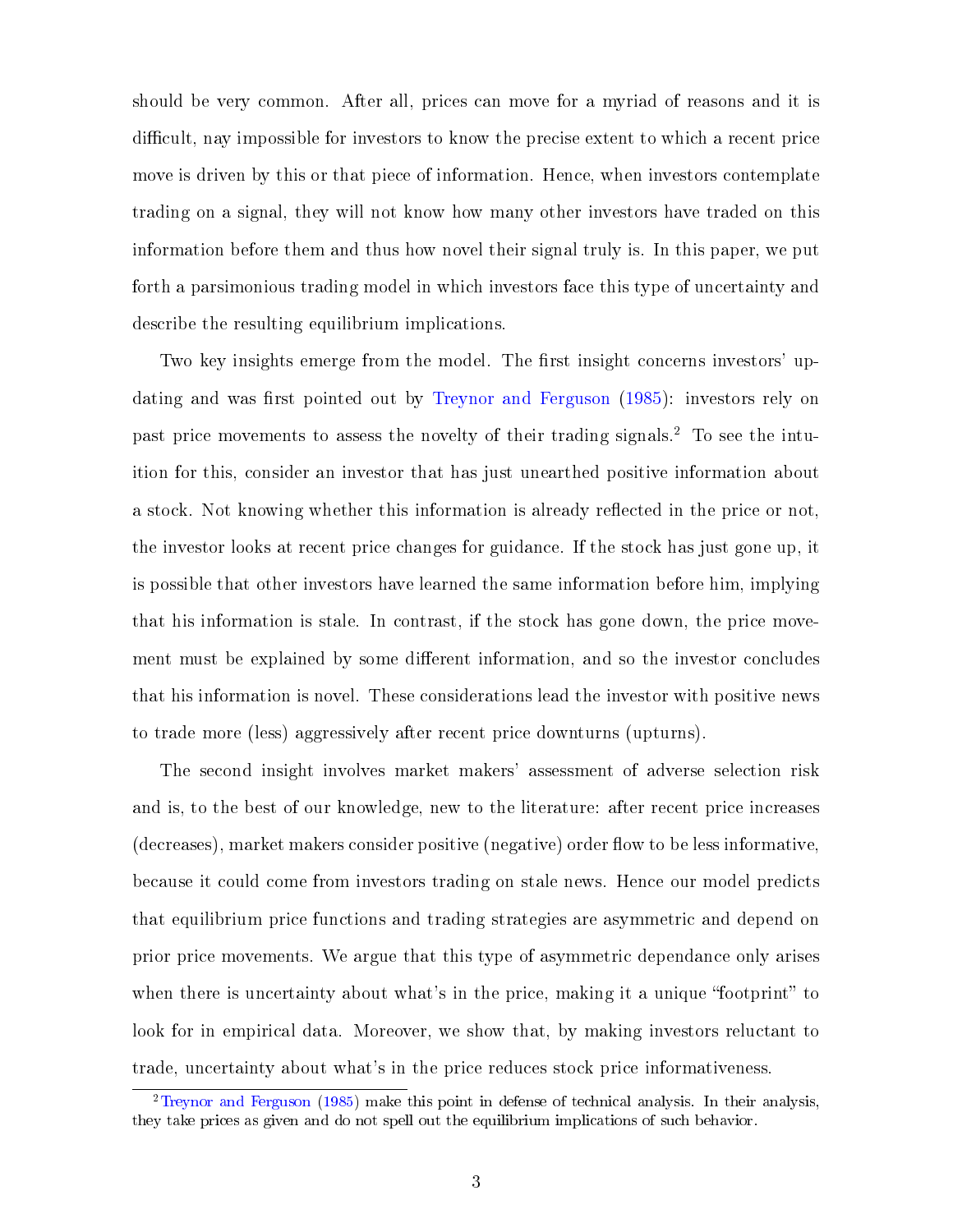should be very common. After all, prices can move for a myriad of reasons and it is difficult, nay impossible for investors to know the precise extent to which a recent price move is driven by this or that piece of information. Hence, when investors contemplate trading on a signal, they will not know how many other investors have traded on this information before them and thus how novel their signal truly is. In this paper, we put forth a parsimonious trading model in which investors face this type of uncertainty and describe the resulting equilibrium implications.

Two key insights emerge from the model. The first insight concerns investors' updating and was first pointed out by Treynor and Ferguson (1985): investors rely on past price movements to assess the novelty of their trading signals.[2] To see the intuition for this, consider an investor that has just unearthed positive information about a stock. Not knowing whether this information is already reflected in the price or not, the investor looks at recent price changes for guidance. If the stock has just gone up, it is possible that other investors have learned the same information before him, implying that his information is stale. In contrast, if the stock has gone down, the price movement must be explained by some different information, and so the investor concludes that his information is novel. These considerations lead the investor with positive news to trade more (less) aggressively after recent price downturns (upturns).

The second insight involves market makers' assessment of adverse selection risk and is, to the best of our knowledge, new to the literature: after recent price increases (decreases), market makers consider positive (negative) order flow to be less informative, because it could come from investors trading on stale news. Hence our model predicts that equilibrium price functions and trading strategies are asymmetric and depend on prior price movements. We argue that this type of asymmetric dependance only arises when there is uncertainty about what's in the price, making it a unique "footprint" to look for in empirical data. Moreover, we show that, by making investors reluctant to trade, uncertainty about what's in the price reduces stock price informativeness.

[2] Treynor and Ferguson (1985) make this point in defense of technical analysis. In their analysis, they take prices as given and do not spell out the equilibrium implications of such behavior.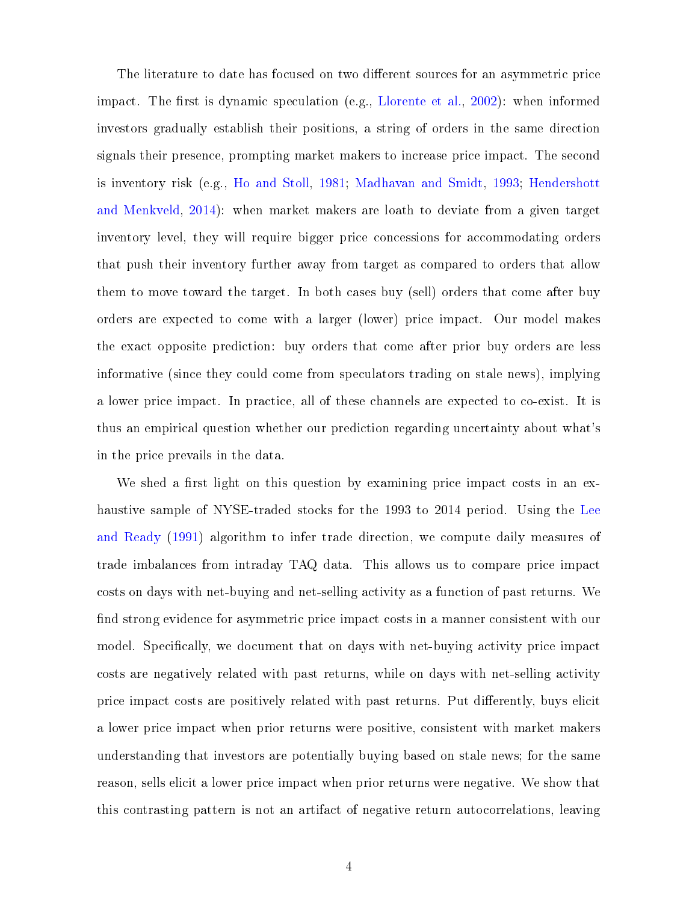The literature to date has focused on two different sources for an asymmetric price impact. The first is dynamic speculation (e.g., Llorente et al., 2002): when informed investors gradually establish their positions, a string of orders in the same direction signals their presence, prompting market makers to increase price impact. The second is inventory risk (e.g., Ho and Stoll, 1981; Madhavan and Smidt, 1993; Hendershott and Menkveld, 2014): when market makers are loath to deviate from a given target inventory level, they will require bigger price concessions for accommodating orders that push their inventory further away from target as compared to orders that allow them to move toward the target. In both cases buy (sell) orders that come after buy orders are expected to come with a larger (lower) price impact. Our model makes the exact opposite prediction: buy orders that come after prior buy orders are less informative (since they could come from speculators trading on stale news), implying a lower price impact. In practice, all of these channels are expected to co-exist. It is thus an empirical question whether our prediction regarding uncertainty about what's in the price prevails in the data.

We shed a first light on this question by examining price impact costs in an exhaustive sample of NYSE-traded stocks for the 1993 to 2014 period. Using the Lee and Ready (1991) algorithm to infer trade direction, we compute daily measures of trade imbalances from intraday TAQ data. This allows us to compare price impact costs on days with net-buying and net-selling activity as a function of past returns. We find strong evidence for asymmetric price impact costs in a manner consistent with our model. Specifically, we document that on days with net-buying activity price impact costs are negatively related with past returns, while on days with net-selling activity price impact costs are positively related with past returns. Put differently, buys elicit a lower price impact when prior returns were positive, consistent with market makers understanding that investors are potentially buying based on stale news; for the same reason, sells elicit a lower price impact when prior returns were negative. We show that this contrasting pattern is not an artifact of negative return autocorrelations, leaving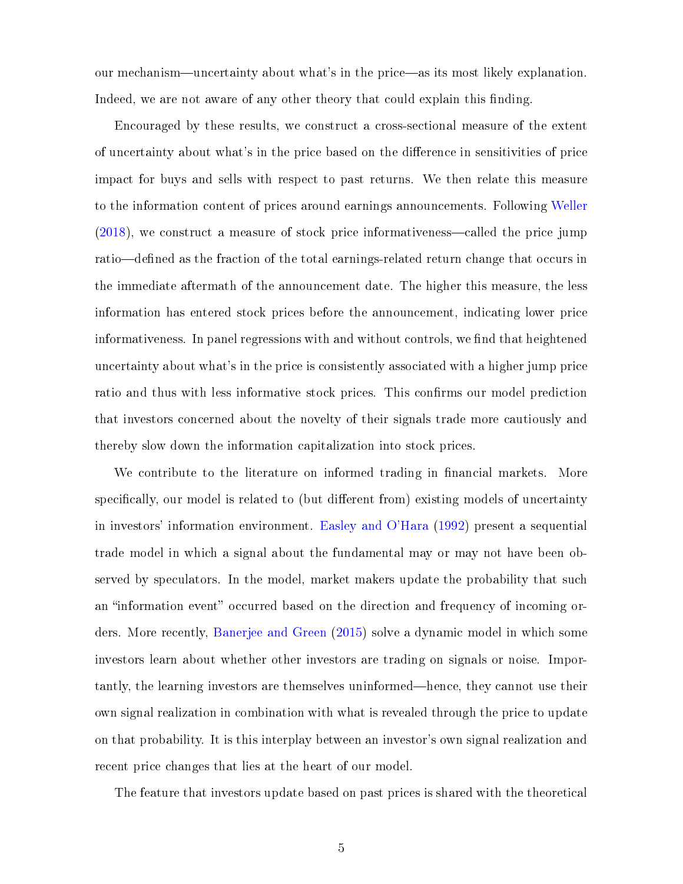our mechanism—uncertainty about what's in the price—as its most likely explanation. Indeed, we are not aware of any other theory that could explain this finding.

Encouraged by these results, we construct a cross-sectional measure of the extent of uncertainty about what's in the price based on the difference in sensitivities of price impact for buys and sells with respect to past returns. We then relate this measure to the information content of prices around earnings announcements. Following Weller (2018), we construct a measure of stock price informativeness—called the price jump ratio—defined as the fraction of the total earnings-related return change that occurs in the immediate aftermath of the announcement date. The higher this measure, the less information has entered stock prices before the announcement, indicating lower price informativeness. In panel regressions with and without controls, we find that heightened uncertainty about what's in the price is consistently associated with a higher jump price ratio and thus with less informative stock prices. This confirms our model prediction that investors concerned about the novelty of their signals trade more cautiously and thereby slow down the information capitalization into stock prices.

We contribute to the literature on informed trading in financial markets. More specifically, our model is related to (but different from) existing models of uncertainty in investors' information environment. Easley and O'Hara (1992) present a sequential trade model in which a signal about the fundamental may or may not have been observed by speculators. In the model, market makers update the probability that such an "information event" occurred based on the direction and frequency of incoming orders. More recently, Banerjee and Green (2015) solve a dynamic model in which some investors learn about whether other investors are trading on signals or noise. Importantly, the learning investors are themselves uninformed—hence, they cannot use their own signal realization in combination with what is revealed through the price to update on that probability. It is this interplay between an investor's own signal realization and recent price changes that lies at the heart of our model.

The feature that investors update based on past prices is shared with the theoretical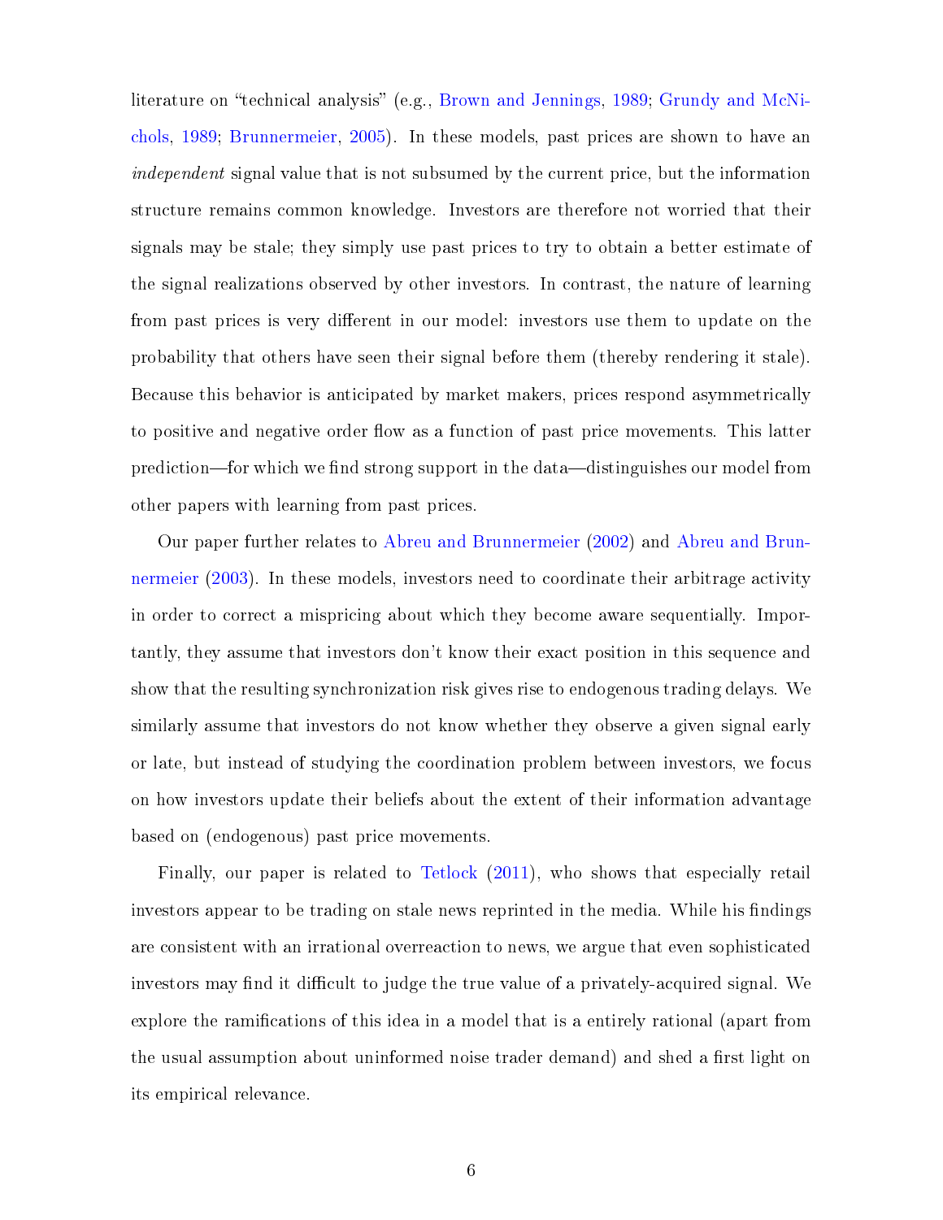literature on "technical analysis" (e.g., Brown and Jennings, 1989; Grundy and McNichols, 1989; Brunnermeier, 2005). In these models, past prices are shown to have an *independent* signal value that is not subsumed by the current price, but the information structure remains common knowledge. Investors are therefore not worried that their signals may be stale; they simply use past prices to try to obtain a better estimate of the signal realizations observed by other investors. In contrast, the nature of learning from past prices is very different in our model: investors use them to update on the probability that others have seen their signal before them (thereby rendering it stale). Because this behavior is anticipated by market makers, prices respond asymmetrically to positive and negative order flow as a function of past price movements. This latter prediction—for which we find strong support in the data—distinguishes our model from other papers with learning from past prices.

Our paper further relates to Abreu and Brunnermeier (2002) and Abreu and Brunnermeier (2003). In these models, investors need to coordinate their arbitrage activity in order to correct a mispricing about which they become aware sequentially. Importantly, they assume that investors don't know their exact position in this sequence and show that the resulting synchronization risk gives rise to endogenous trading delays. We similarly assume that investors do not know whether they observe a given signal early or late, but instead of studying the coordination problem between investors, we focus on how investors update their beliefs about the extent of their information advantage based on (endogenous) past price movements.

Finally, our paper is related to Tetlock (2011), who shows that especially retail investors appear to be trading on stale news reprinted in the media. While his findings are consistent with an irrational overreaction to news, we argue that even sophisticated investors may find it difficult to judge the true value of a privately-acquired signal. We explore the ramifications of this idea in a model that is a entirely rational (apart from the usual assumption about uninformed noise trader demand) and shed a first light on its empirical relevance.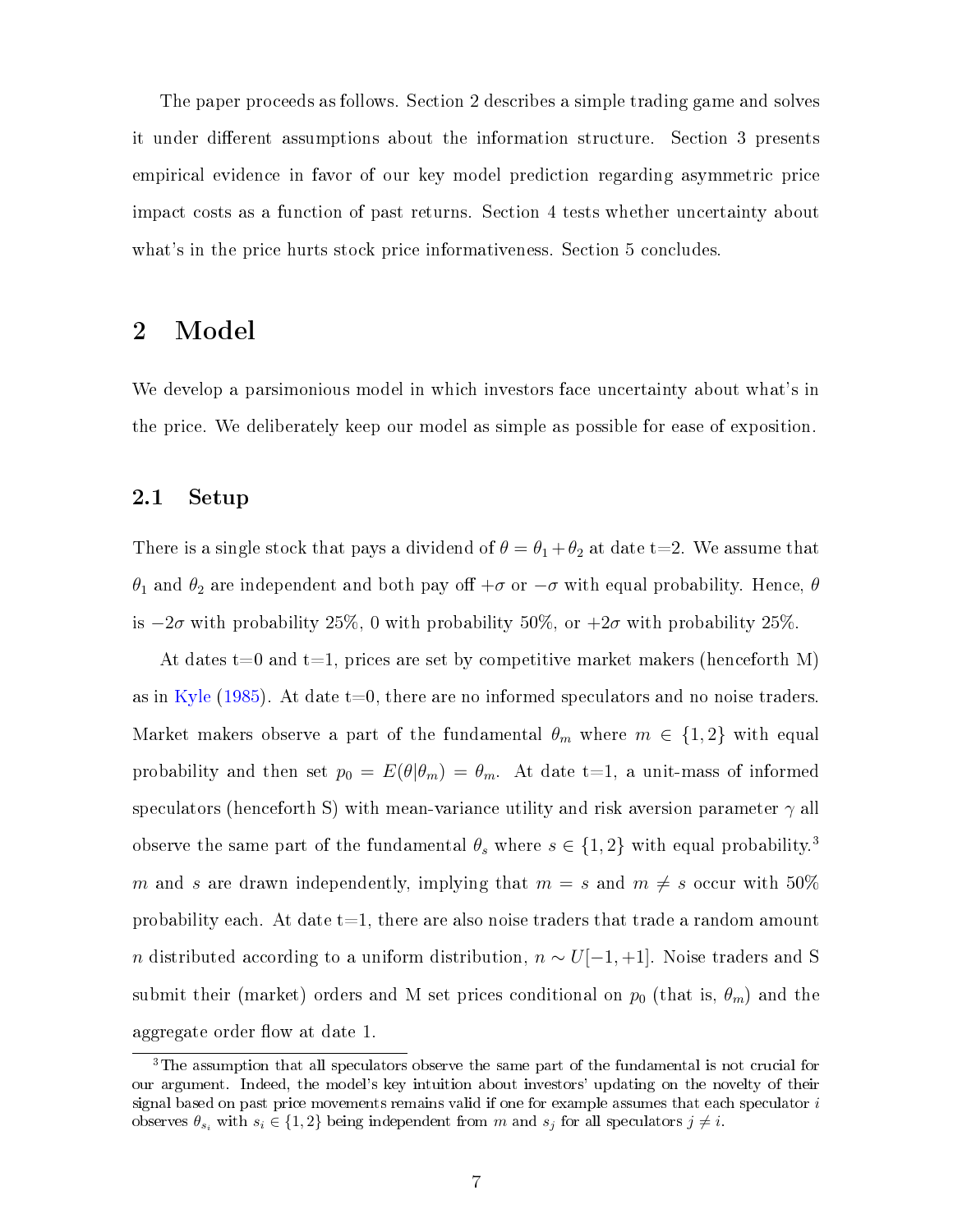The paper proceeds as follows. Section 2 describes a simple trading game and solves it under different assumptions about the information structure. Section 3 presents empirical evidence in favor of our key model prediction regarding asymmetric price impact costs as a function of past returns. Section 4 tests whether uncertainty about what's in the price hurts stock price informativeness. Section 5 concludes.

# 2 Model

We develop a parsimonious model in which investors face uncertainty about what's in the price. We deliberately keep our model as simple as possible for ease of exposition.

## 2.1 Setup

There is a single stock that pays a dividend of $\theta = \theta_1 + \theta_2$ at date t=2. We assume that $\theta_1$ and $\theta_2$ are independent and both pay off $+\sigma$ or $-\sigma$ with equal probability. Hence, $\theta$ is $-2\sigma$ with probability 25%, 0 with probability 50%, or $+2\sigma$ with probability 25%.

At dates t=0 and t=1, prices are set by competitive market makers (henceforth M) as in Kyle (1985). At date t=0, there are no informed speculators and no noise traders. Market makers observe a part of the fundamental $\theta_m$ where $m \in \{1, 2\}$ with equal probability and then set $p_0 = E(\theta|\theta_m) = \theta_m$. At date t=1, a unit-mass of informed speculators (henceforth S) with mean-variance utility and risk aversion parameter $\gamma$ all observe the same part of the fundamental $\theta_s$ where $s \in \{1, 2\}$ with equal probability.[3] $m$ and $s$ are drawn independently, implying that $m = s$ and $m \neq s$ occur with 50% probability each. At date t=1, there are also noise traders that trade a random amount $n$ distributed according to a uniform distribution, $n \sim U[-1, +1]$. Noise traders and S submit their (market) orders and M set prices conditional on $p_0$ (that is, $\theta_m$) and the aggregate order flow at date 1.

[3] The assumption that all speculators observe the same part of the fundamental is not crucial for our argument. Indeed, the model's key intuition about investors' updating on the novelty of their signal based on past price movements remains valid if one for example assumes that each speculator $i$ observes $\theta_{s_i}$ with $s_i \in \{1, 2\}$ being independent from $m$ and $s_j$ for all speculators $j \neq i$.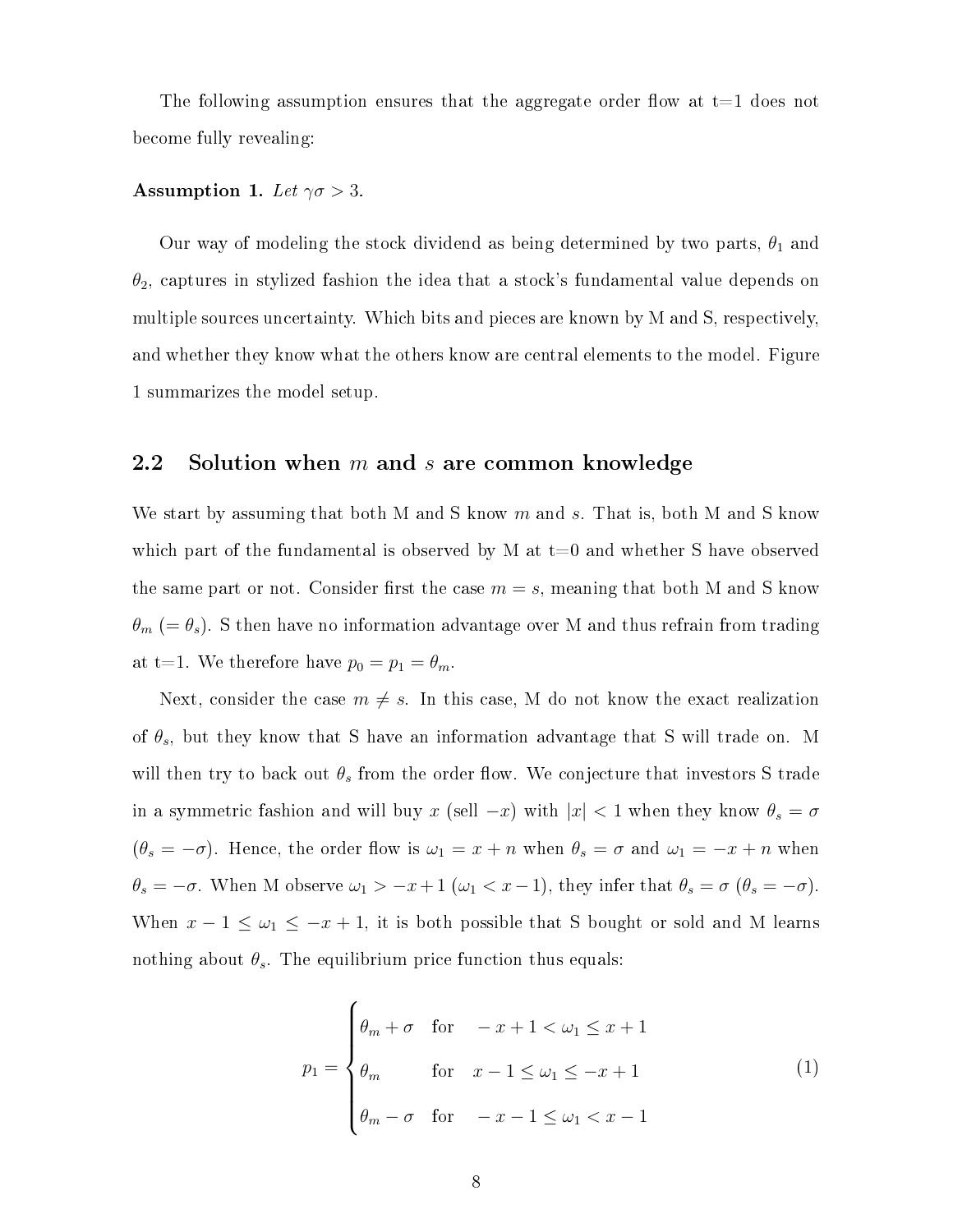The following assumption ensures that the aggregate order flow at t=1 does not become fully revealing:

**Assumption 1.** *Let $\gamma\sigma > 3$.*

Our way of modeling the stock dividend as being determined by two parts, $\theta_1$ and $\theta_2$, captures in stylized fashion the idea that a stock's fundamental value depends on multiple sources uncertainty. Which bits and pieces are known by M and S, respectively, and whether they know what the others know are central elements to the model. Figure 1 summarizes the model setup.

## 2.2 Solution when $m$ and $s$ are common knowledge

We start by assuming that both M and S know $m$ and $s$. That is, both M and S know which part of the fundamental is observed by M at t=0 and whether S have observed the same part or not. Consider first the case $m = s$, meaning that both M and S know $\theta_m$ ($= \theta_s$). S then have no information advantage over M and thus refrain from trading at t=1. We therefore have $p_0 = p_1 = \theta_m$.

Next, consider the case $m \neq s$. In this case, M do not know the exact realization of $\theta_s$, but they know that S have an information advantage that S will trade on. M will then try to back out $\theta_s$ from the order flow. We conjecture that investors S trade in a symmetric fashion and will buy $x$ (sell $-x$) with $|x| < 1$ when they know $\theta_s = \sigma$ ($\theta_s = -\sigma$). Hence, the order flow is $\omega_1 = x + n$ when $\theta_s = \sigma$ and $\omega_1 = -x + n$ when $\theta_s = -\sigma$. When M observe $\omega_1 > -x + 1$ ($\omega_1 < x - 1$), they infer that $\theta_s = \sigma$ ($\theta_s = -\sigma$). When $x - 1 \leq \omega_1 \leq -x + 1$, it is both possible that S bought or sold and M learns nothing about $\theta_s$. The equilibrium price function thus equals:

$$p_1 = \begin{cases} \theta_m + \sigma & \text{for} \quad -x + 1 < \omega_1 \leq x + 1 \\ \theta_m & \text{for} \quad x - 1 \leq \omega_1 \leq -x + 1 \\ \theta_m - \sigma & \text{for} \quad -x - 1 \leq \omega_1 < x - 1 \end{cases} \tag{1}$$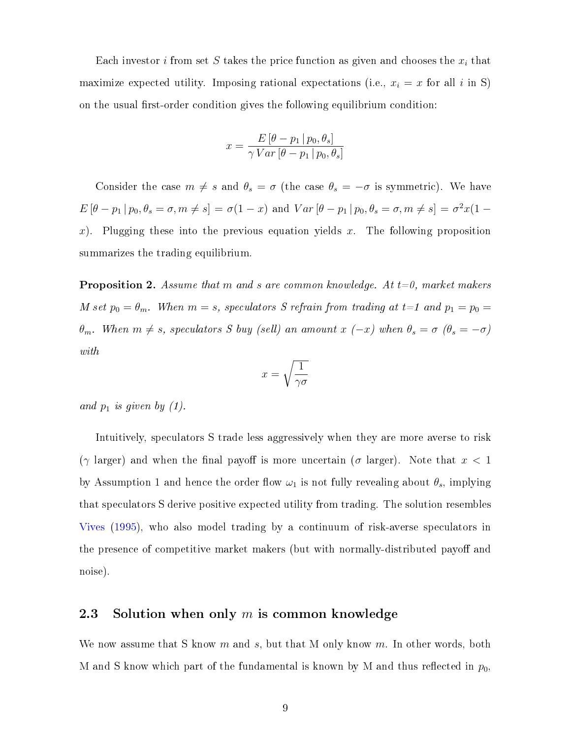Each investor $i$ from set $S$ takes the price function as given and chooses the $x_i$ that maximize expected utility. Imposing rational expectations (i.e., $x_i = x$ for all $i$ in S) on the usual first-order condition gives the following equilibrium condition:

$$x = \frac{E\left[\theta - p_1 \,|\, p_0, \theta_s\right]}{\gamma \, Var\left[\theta - p_1 \,|\, p_0, \theta_s\right]}$$

Consider the case $m \neq s$ and $\theta_s = \sigma$ (the case $\theta_s = -\sigma$ is symmetric). We have $E\left[\theta - p_1 \,|\, p_0, \theta_s = \sigma, m \neq s\right] = \sigma(1-x)$ and $Var\left[\theta - p_1 \,|\, p_0, \theta_s = \sigma, m \neq s\right] = \sigma^2 x(1-x)$. Plugging these into the previous equation yields $x$. The following proposition summarizes the trading equilibrium.

**Proposition 2.** *Assume that $m$ and $s$ are common knowledge. At t=0, market makers M set $p_0 = \theta_m$. When $m = s$, speculators S refrain from trading at t=1 and $p_1 = p_0 = \theta_m$. When $m \neq s$, speculators S buy (sell) an amount $x$ ($-x$) when $\theta_s = \sigma$ ($\theta_s = -\sigma$) with*

$$x = \sqrt{\frac{1}{\gamma\sigma}}$$

*and $p_1$ is given by (1).*

Intuitively, speculators S trade less aggressively when they are more averse to risk ($\gamma$ larger) and when the final payoff is more uncertain ($\sigma$ larger). Note that $x < 1$ by Assumption 1 and hence the order flow $\omega_1$ is not fully revealing about $\theta_s$, implying that speculators S derive positive expected utility from trading. The solution resembles Vives (1995), who also model trading by a continuum of risk-averse speculators in the presence of competitive market makers (but with normally-distributed payoff and noise).

## 2.3 Solution when only $m$ is common knowledge

We now assume that S know $m$ and $s$, but that M only know $m$. In other words, both M and S know which part of the fundamental is known by M and thus reflected in $p_0$,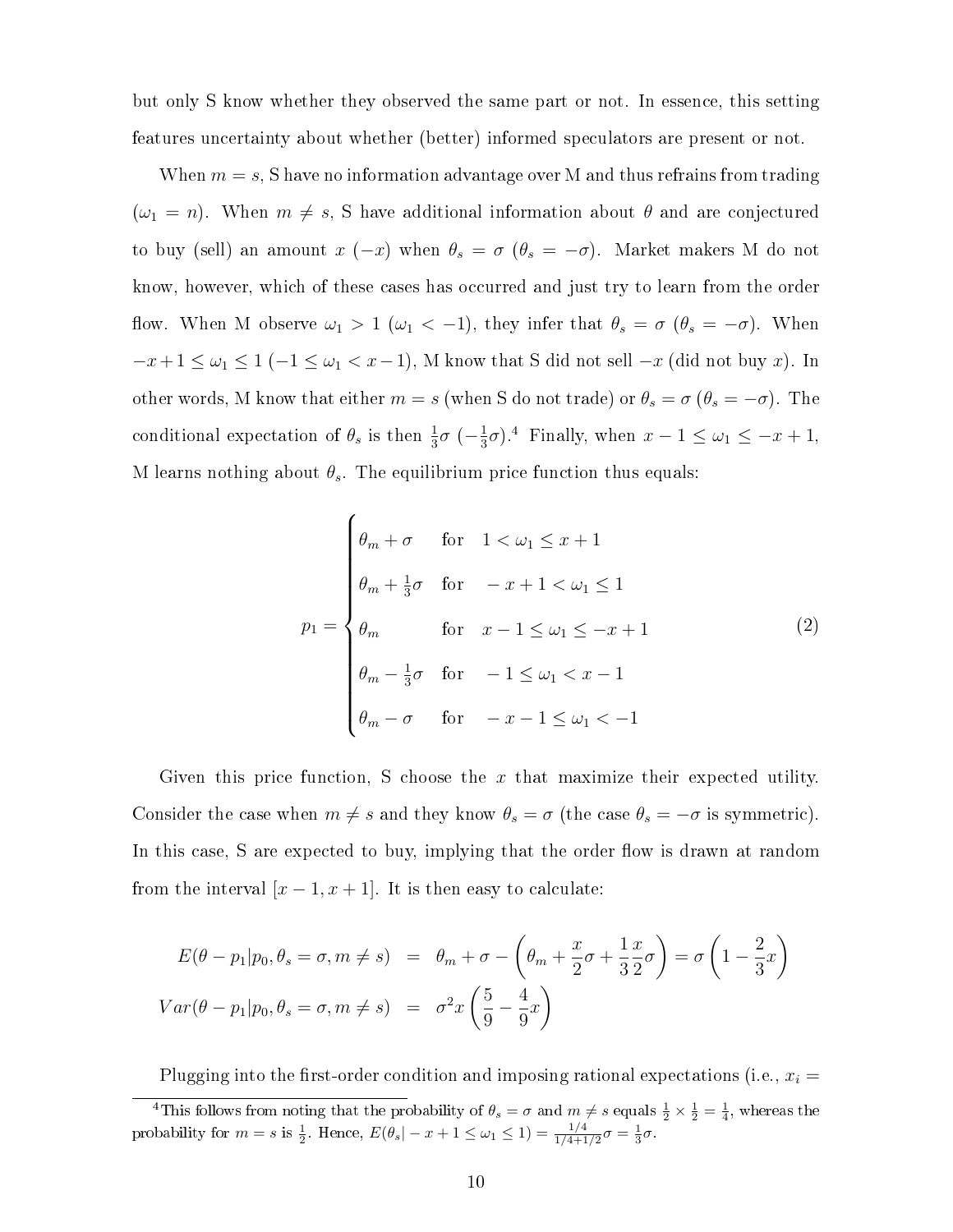but only S know whether they observed the same part or not. In essence, this setting features uncertainty about whether (better) informed speculators are present or not.

When $m = s$, S have no information advantage over M and thus refrains from trading ($\omega_1 = n$). When $m \neq s$, S have additional information about $\theta$ and are conjectured to buy (sell) an amount $x$ ($-x$) when $\theta_s = \sigma$ ($\theta_s = -\sigma$). Market makers M do not know, however, which of these cases has occurred and just try to learn from the order flow. When M observe $\omega_1 > 1$ ($\omega_1 < -1$), they infer that $\theta_s = \sigma$ ($\theta_s = -\sigma$). When $-x+1 \leq \omega_1 \leq 1$ ($-1 \leq \omega_1 < x-1$), M know that S did not sell $-x$ (did not buy $x$). In other words, M know that either $m = s$ (when S do not trade) or $\theta_s = \sigma$ ($\theta_s = -\sigma$). The conditional expectation of $\theta_s$ is then $\frac{1}{3}\sigma$ ($-\frac{1}{3}\sigma$).[4] Finally, when $x - 1 \leq \omega_1 \leq -x + 1$, M learns nothing about $\theta_s$. The equilibrium price function thus equals:

$$
p_1 = \begin{cases} \theta_m + \sigma & \text{for} \quad 1 < \omega_1 \leq x + 1 \\ \theta_m + \frac{1}{3}\sigma & \text{for} \quad -x + 1 < \omega_1 \leq 1 \\ \theta_m & \text{for} \quad x - 1 \leq \omega_1 \leq -x + 1 \\ \theta_m - \frac{1}{3}\sigma & \text{for} \quad -1 \leq \omega_1 < x - 1 \\ \theta_m - \sigma & \text{for} \quad -x - 1 \leq \omega_1 < -1 \end{cases} \tag{2}
$$

Given this price function, S choose the $x$ that maximize their expected utility. Consider the case when $m \neq s$ and they know $\theta_s = \sigma$ (the case $\theta_s = -\sigma$ is symmetric). In this case, S are expected to buy, implying that the order flow is drawn at random from the interval $[x - 1, x + 1]$. It is then easy to calculate:

$$
\begin{aligned}
E(\theta - p_1 | p_0, \theta_s = \sigma, m \neq s) &= \theta_m + \sigma - \left(\theta_m + \frac{x}{2}\sigma + \frac{1}{3}\frac{x}{2}\sigma\right) = \sigma\left(1 - \frac{2}{3}x\right) \\
Var(\theta - p_1 | p_0, \theta_s = \sigma, m \neq s) &= \sigma^2 x \left(\frac{5}{9} - \frac{4}{9}x\right)
\end{aligned}
$$

Plugging into the first-order condition and imposing rational expectations (i.e., $x_i =$

[4] This follows from noting that the probability of $\theta_s = \sigma$ and $m \neq s$ equals $\frac{1}{2} \times \frac{1}{2} = \frac{1}{4}$, whereas the probability for $m = s$ is $\frac{1}{2}$. Hence, $E(\theta_s | -x + 1 \leq \omega_1 \leq 1) = \frac{1/4}{1/4+1/2}\sigma = \frac{1}{3}\sigma$.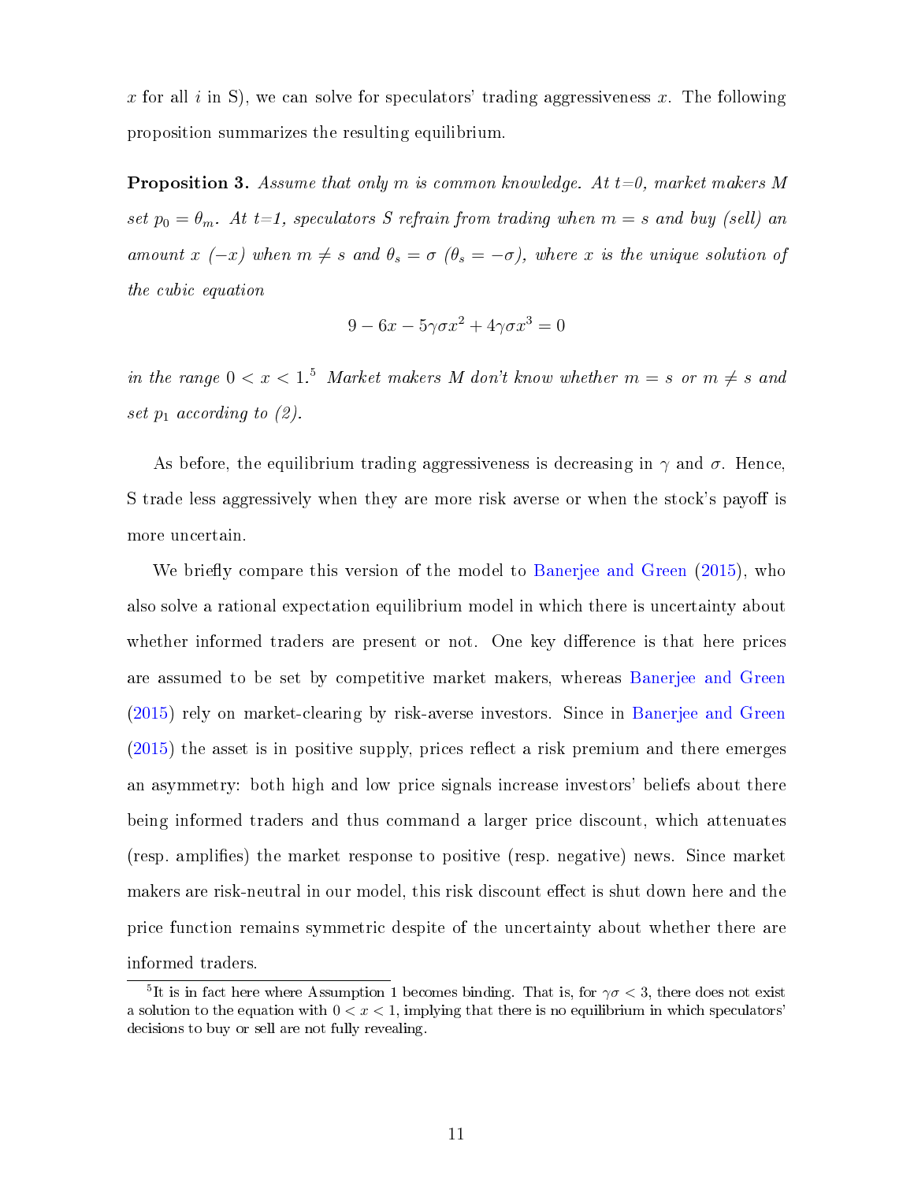$x$ for all $i$ in S), we can solve for speculators' trading aggressiveness $x$. The following proposition summarizes the resulting equilibrium.

**Proposition 3.** *Assume that only $m$ is common knowledge. At t=0, market makers M set $p_0 = \theta_m$. At t=1, speculators S refrain from trading when $m = s$ and buy (sell) an amount $x$ ($-x$) when $m \neq s$ and $\theta_s = \sigma$ ($\theta_s = -\sigma$), where $x$ is the unique solution of the cubic equation*

$$9 - 6x - 5\gamma\sigma x^2 + 4\gamma\sigma x^3 = 0$$

*in the range $0 < x < 1$.*[5] *Market makers M don't know whether $m = s$ or $m \neq s$ and set $p_1$ according to (2).*

As before, the equilibrium trading aggressiveness is decreasing in $\gamma$ and $\sigma$. Hence, S trade less aggressively when they are more risk averse or when the stock's payoff is more uncertain.

We briefly compare this version of the model to Banerjee and Green (2015), who also solve a rational expectation equilibrium model in which there is uncertainty about whether informed traders are present or not. One key difference is that here prices are assumed to be set by competitive market makers, whereas Banerjee and Green (2015) rely on market-clearing by risk-averse investors. Since in Banerjee and Green (2015) the asset is in positive supply, prices reflect a risk premium and there emerges an asymmetry: both high and low price signals increase investors' beliefs about there being informed traders and thus command a larger price discount, which attenuates (resp. amplifies) the market response to positive (resp. negative) news. Since market makers are risk-neutral in our model, this risk discount effect is shut down here and the price function remains symmetric despite of the uncertainty about whether there are informed traders.

[5] It is in fact here where Assumption 1 becomes binding. That is, for $\gamma\sigma < 3$, there does not exist a solution to the equation with $0 < x < 1$, implying that there is no equilibrium in which speculators' decisions to buy or sell are not fully revealing.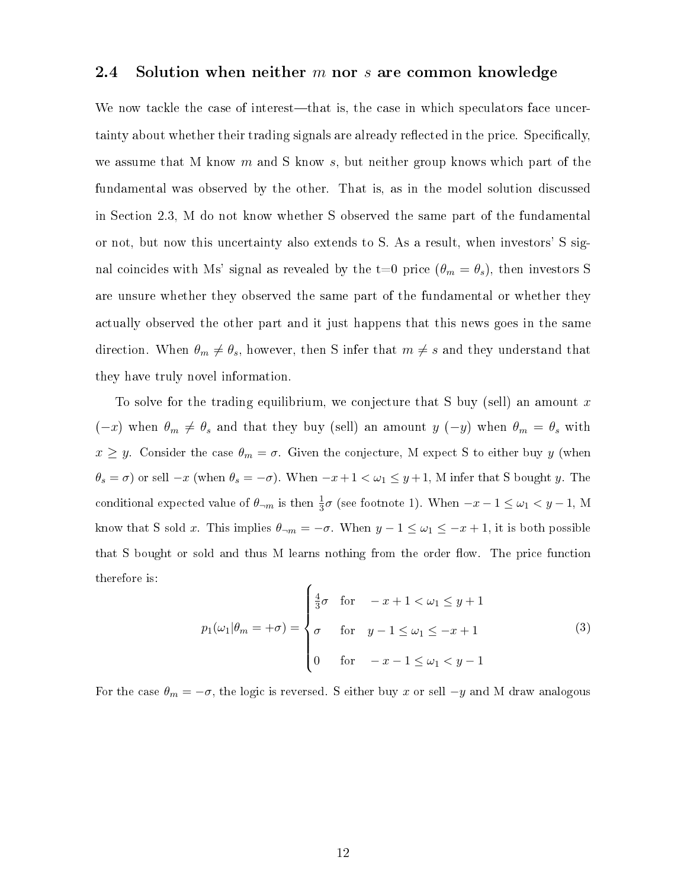### 2.4 Solution when neither $m$ nor $s$ are common knowledge

We now tackle the case of interest—that is, the case in which speculators face uncertainty about whether their trading signals are already reflected in the price. Specifically, we assume that M know $m$ and S know $s$, but neither group knows which part of the fundamental was observed by the other. That is, as in the model solution discussed in Section 2.3, M do not know whether S observed the same part of the fundamental or not, but now this uncertainty also extends to S. As a result, when investors' S signal coincides with Ms' signal as revealed by the t=0 price ($\theta_m = \theta_s$), then investors S are unsure whether they observed the same part of the fundamental or whether they actually observed the other part and it just happens that this news goes in the same direction. When $\theta_m \neq \theta_s$, however, then S infer that $m \neq s$ and they understand that they have truly novel information.

To solve for the trading equilibrium, we conjecture that S buy (sell) an amount $x$ ($-x$) when $\theta_m \neq \theta_s$ and that they buy (sell) an amount $y$ ($-y$) when $\theta_m = \theta_s$ with $x \geq y$. Consider the case $\theta_m = \sigma$. Given the conjecture, M expect S to either buy $y$ (when $\theta_s = \sigma$) or sell $-x$ (when $\theta_s = -\sigma$). When $-x+1 < \omega_1 \leq y+1$, M infer that S bought $y$. The conditional expected value of $\theta_{\neg m}$ is then $\frac{1}{3}\sigma$ (see footnote 1). When $-x-1 \leq \omega_1 < y-1$, M know that S sold $x$. This implies $\theta_{\neg m} = -\sigma$. When $y-1 \leq \omega_1 \leq -x+1$, it is both possible that S bought or sold and thus M learns nothing from the order flow. The price function therefore is:

$$p_1(\omega_1|\theta_m = +\sigma) = \begin{cases} \frac{4}{3}\sigma & \text{for} \quad -x+1 < \omega_1 \leq y+1 \\ \sigma & \text{for} \quad y-1 \leq \omega_1 \leq -x+1 \\ 0 & \text{for} \quad -x-1 \leq \omega_1 < y-1 \end{cases} \tag{3}$$

For the case $\theta_m = -\sigma$, the logic is reversed. S either buy $x$ or sell $-y$ and M draw analogous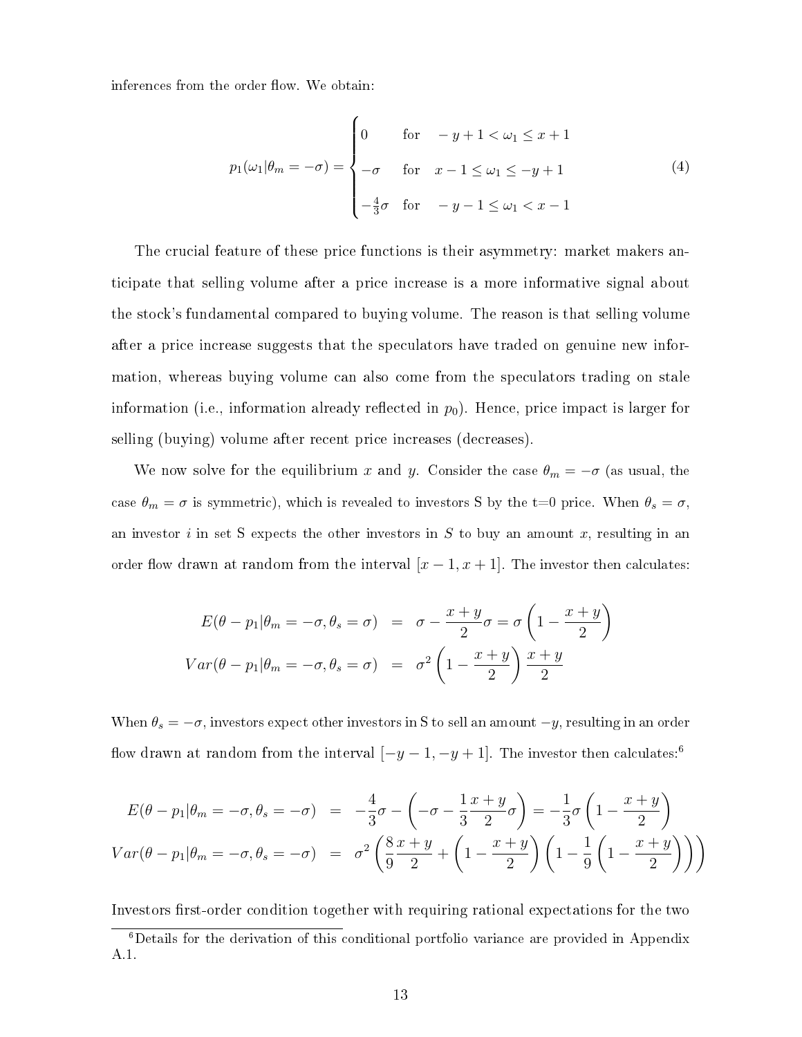inferences from the order flow. We obtain:

$$p_1(\omega_1|\theta_m = -\sigma) = \begin{cases} 0 & \text{for} \quad -y+1 < \omega_1 \leq x+1 \\ -\sigma & \text{for} \quad x-1 \leq \omega_1 \leq -y+1 \\ -\frac{4}{3}\sigma & \text{for} \quad -y-1 \leq \omega_1 < x-1 \end{cases} \tag{4}$$

The crucial feature of these price functions is their asymmetry: market makers anticipate that selling volume after a price increase is a more informative signal about the stock's fundamental compared to buying volume. The reason is that selling volume after a price increase suggests that the speculators have traded on genuine new information, whereas buying volume can also come from the speculators trading on stale information (i.e., information already reflected in $p_0$). Hence, price impact is larger for selling (buying) volume after recent price increases (decreases).

We now solve for the equilibrium $x$ and $y$. Consider the case $\theta_m = -\sigma$ (as usual, the case $\theta_m = \sigma$ is symmetric), which is revealed to investors S by the t=0 price. When $\theta_s = \sigma$, an investor $i$ in set S expects the other investors in $S$ to buy an amount $x$, resulting in an order flow drawn at random from the interval $[x-1, x+1]$. The investor then calculates:

$$\begin{aligned} E(\theta - p_1|\theta_m = -\sigma, \theta_s = \sigma) &= \sigma - \frac{x+y}{2}\sigma = \sigma\left(1 - \frac{x+y}{2}\right) \\ Var(\theta - p_1|\theta_m = -\sigma, \theta_s = \sigma) &= \sigma^2\left(1 - \frac{x+y}{2}\right)\frac{x+y}{2} \end{aligned}$$

When $\theta_s = -\sigma$, investors expect other investors in S to sell an amount $-y$, resulting in an order flow drawn at random from the interval $[-y-1, -y+1]$. The investor then calculates:[6]

$$\begin{aligned} E(\theta - p_1|\theta_m = -\sigma, \theta_s = -\sigma) &= -\frac{4}{3}\sigma - \left(-\sigma - \frac{1}{3}\frac{x+y}{2}\sigma\right) = -\frac{1}{3}\sigma\left(1 - \frac{x+y}{2}\right) \\ Var(\theta - p_1|\theta_m = -\sigma, \theta_s = -\sigma) &= \sigma^2\left(\frac{8}{9}\frac{x+y}{2} + \left(1 - \frac{x+y}{2}\right)\left(1 - \frac{1}{9}\left(1 - \frac{x+y}{2}\right)\right)\right) \end{aligned}$$

Investors first-order condition together with requiring rational expectations for the two

[6] Details for the derivation of this conditional portfolio variance are provided in Appendix A.1.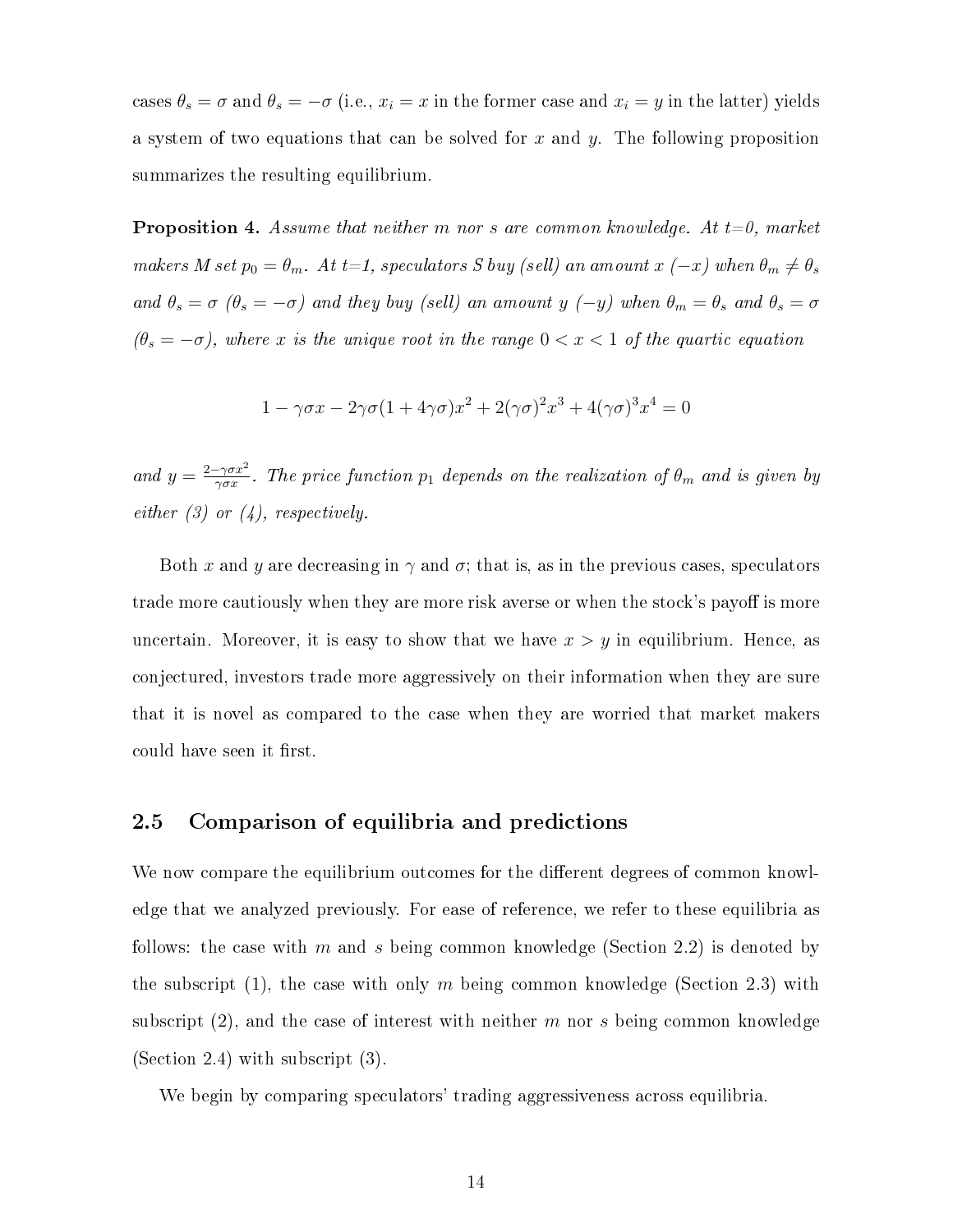cases $\theta_s = \sigma$ and $\theta_s = -\sigma$ (i.e., $x_i = x$ in the former case and $x_i = y$ in the latter) yields a system of two equations that can be solved for $x$ and $y$. The following proposition summarizes the resulting equilibrium.

**Proposition 4.** *Assume that neither $m$ nor $s$ are common knowledge. At t=0, market makers M set $p_0 = \theta_m$. At t=1, speculators S buy (sell) an amount $x$ ($-x$) when $\theta_m \neq \theta_s$ and $\theta_s = \sigma$ ($\theta_s = -\sigma$) and they buy (sell) an amount $y$ ($-y$) when $\theta_m = \theta_s$ and $\theta_s = \sigma$ ($\theta_s = -\sigma$), where $x$ is the unique root in the range $0 < x < 1$ of the quartic equation*

$$1 - \gamma\sigma x - 2\gamma\sigma(1 + 4\gamma\sigma)x^2 + 2(\gamma\sigma)^2 x^3 + 4(\gamma\sigma)^3 x^4 = 0$$

*and $y = \frac{2 - \gamma\sigma x^2}{\gamma\sigma x}$. The price function $p_1$ depends on the realization of $\theta_m$ and is given by either (3) or (4), respectively.*

Both $x$ and $y$ are decreasing in $\gamma$ and $\sigma$; that is, as in the previous cases, speculators trade more cautiously when they are more risk averse or when the stock's payoff is more uncertain. Moreover, it is easy to show that we have $x > y$ in equilibrium. Hence, as conjectured, investors trade more aggressively on their information when they are sure that it is novel as compared to the case when they are worried that market makers could have seen it first.

## 2.5 Comparison of equilibria and predictions

We now compare the equilibrium outcomes for the different degrees of common knowledge that we analyzed previously. For ease of reference, we refer to these equilibria as follows: the case with $m$ and $s$ being common knowledge (Section 2.2) is denoted by the subscript (1), the case with only $m$ being common knowledge (Section 2.3) with subscript (2), and the case of interest with neither $m$ nor $s$ being common knowledge (Section 2.4) with subscript (3).

We begin by comparing speculators' trading aggressiveness across equilibria.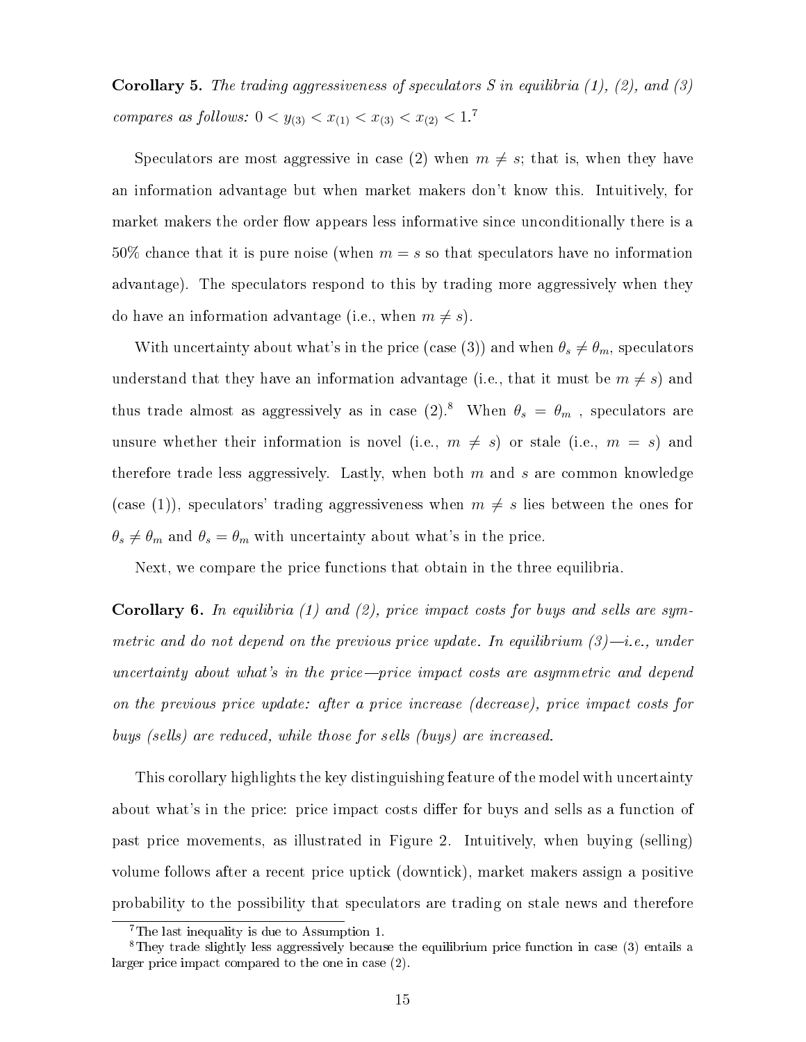**Corollary 5.** *The trading aggressiveness of speculators S in equilibria (1), (2), and (3) compares as follows:* $0 < y_{(3)} < x_{(1)} < x_{(3)} < x_{(2)} < 1$.[7]

Speculators are most aggressive in case (2) when $m \neq s$; that is, when they have an information advantage but when market makers don't know this. Intuitively, for market makers the order flow appears less informative since unconditionally there is a 50% chance that it is pure noise (when $m = s$ so that speculators have no information advantage). The speculators respond to this by trading more aggressively when they do have an information advantage (i.e., when $m \neq s$).

With uncertainty about what's in the price (case (3)) and when $\theta_s \neq \theta_m$, speculators understand that they have an information advantage (i.e., that it must be $m \neq s$) and thus trade almost as aggressively as in case (2).[8] When $\theta_s = \theta_m$ , speculators are unsure whether their information is novel (i.e., $m \neq s$) or stale (i.e., $m = s$) and therefore trade less aggressively. Lastly, when both $m$ and $s$ are common knowledge (case (1)), speculators' trading aggressiveness when $m \neq s$ lies between the ones for $\theta_s \neq \theta_m$ and $\theta_s = \theta_m$ with uncertainty about what's in the price.

Next, we compare the price functions that obtain in the three equilibria.

**Corollary 6.** *In equilibria (1) and (2), price impact costs for buys and sells are symmetric and do not depend on the previous price update. In equilibrium (3)—i.e., under uncertainty about what's in the price—price impact costs are asymmetric and depend on the previous price update: after a price increase (decrease), price impact costs for buys (sells) are reduced, while those for sells (buys) are increased.*

This corollary highlights the key distinguishing feature of the model with uncertainty about what's in the price: price impact costs differ for buys and sells as a function of past price movements, as illustrated in Figure 2. Intuitively, when buying (selling) volume follows after a recent price uptick (downtick), market makers assign a positive probability to the possibility that speculators are trading on stale news and therefore

[7] The last inequality is due to Assumption 1.

[8] They trade slightly less aggressively because the equilibrium price function in case (3) entails a larger price impact compared to the one in case (2).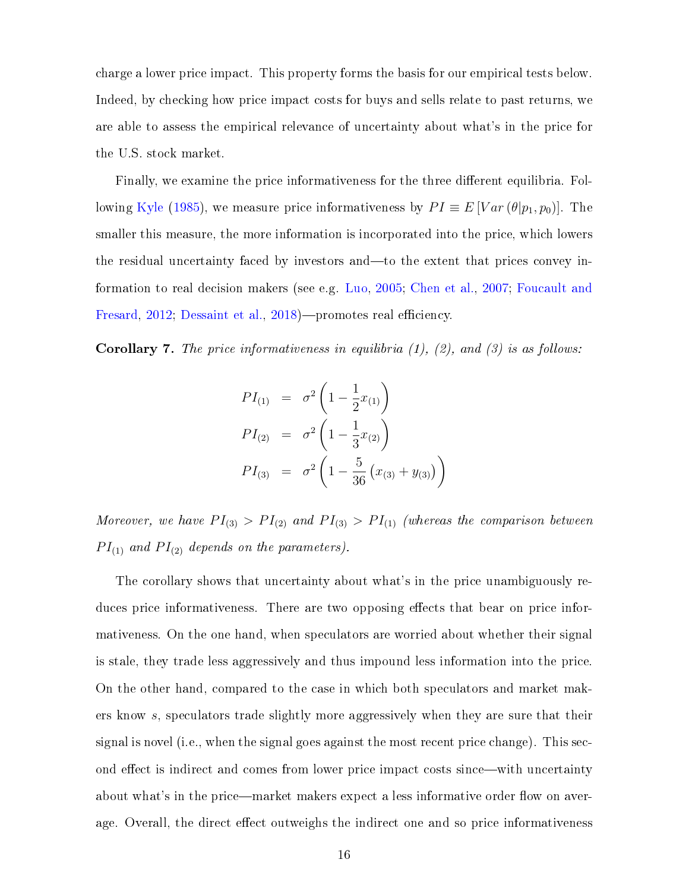charge a lower price impact. This property forms the basis for our empirical tests below. Indeed, by checking how price impact costs for buys and sells relate to past returns, we are able to assess the empirical relevance of uncertainty about what's in the price for the U.S. stock market.

Finally, we examine the price informativeness for the three different equilibria. Following Kyle (1985), we measure price informativeness by $PI \equiv E\left[Var\left(\theta|p_1, p_0\right)\right]$. The smaller this measure, the more information is incorporated into the price, which lowers the residual uncertainty faced by investors and—to the extent that prices convey information to real decision makers (see e.g. Luo, 2005; Chen et al., 2007; Foucault and Fresard, 2012; Dessaint et al., 2018)—promotes real efficiency.

**Corollary 7.** *The price informativeness in equilibria (1), (2), and (3) is as follows:*

$$
\begin{aligned}
PI_{(1)} &= \sigma^2 \left(1 - \frac{1}{2} x_{(1)}\right) \\
PI_{(2)} &= \sigma^2 \left(1 - \frac{1}{3} x_{(2)}\right) \\
PI_{(3)} &= \sigma^2 \left(1 - \frac{5}{36}\left(x_{(3)} + y_{(3)}\right)\right)
\end{aligned}
$$

*Moreover, we have $PI_{(3)} > PI_{(2)}$ and $PI_{(3)} > PI_{(1)}$ (whereas the comparison between $PI_{(1)}$ and $PI_{(2)}$ depends on the parameters).*

The corollary shows that uncertainty about what's in the price unambiguously reduces price informativeness. There are two opposing effects that bear on price informativeness. On the one hand, when speculators are worried about whether their signal is stale, they trade less aggressively and thus impound less information into the price. On the other hand, compared to the case in which both speculators and market makers know $s$, speculators trade slightly more aggressively when they are sure that their signal is novel (i.e., when the signal goes against the most recent price change). This second effect is indirect and comes from lower price impact costs since—with uncertainty about what's in the price—market makers expect a less informative order flow on average. Overall, the direct effect outweighs the indirect one and so price informativeness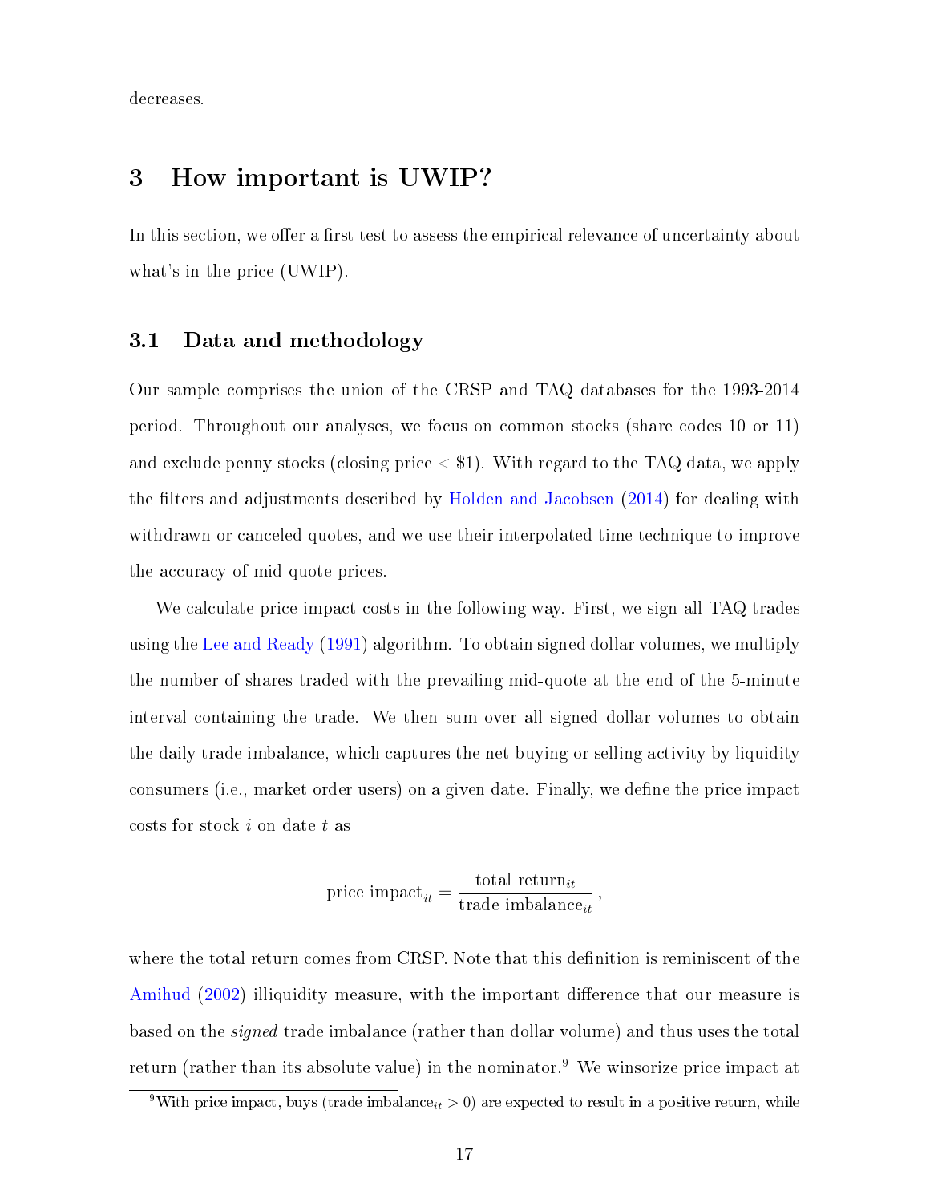decreases.

# 3 How important is UWIP?

In this section, we offer a first test to assess the empirical relevance of uncertainty about what's in the price (UWIP).

## 3.1 Data and methodology

Our sample comprises the union of the CRSP and TAQ databases for the 1993-2014 period. Throughout our analyses, we focus on common stocks (share codes 10 or 11) and exclude penny stocks (closing price < \$1). With regard to the TAQ data, we apply the filters and adjustments described by Holden and Jacobsen (2014) for dealing with withdrawn or canceled quotes, and we use their interpolated time technique to improve the accuracy of mid-quote prices.

We calculate price impact costs in the following way. First, we sign all TAQ trades using the Lee and Ready (1991) algorithm. To obtain signed dollar volumes, we multiply the number of shares traded with the prevailing mid-quote at the end of the 5-minute interval containing the trade. We then sum over all signed dollar volumes to obtain the daily trade imbalance, which captures the net buying or selling activity by liquidity consumers (i.e., market order users) on a given date. Finally, we define the price impact costs for stock $i$ on date $t$ as

$$\text{price impact}_{it} = \frac{\text{total return}_{it}}{\text{trade imbalance}_{it}},$$

where the total return comes from CRSP. Note that this definition is reminiscent of the Amihud (2002) illiquidity measure, with the important difference that our measure is based on the *signed* trade imbalance (rather than dollar volume) and thus uses the total return (rather than its absolute value) in the nominator.[9] We winsorize price impact at

[9] With price impact, buys ($\text{trade imbalance}_{it} > 0$) are expected to result in a positive return, while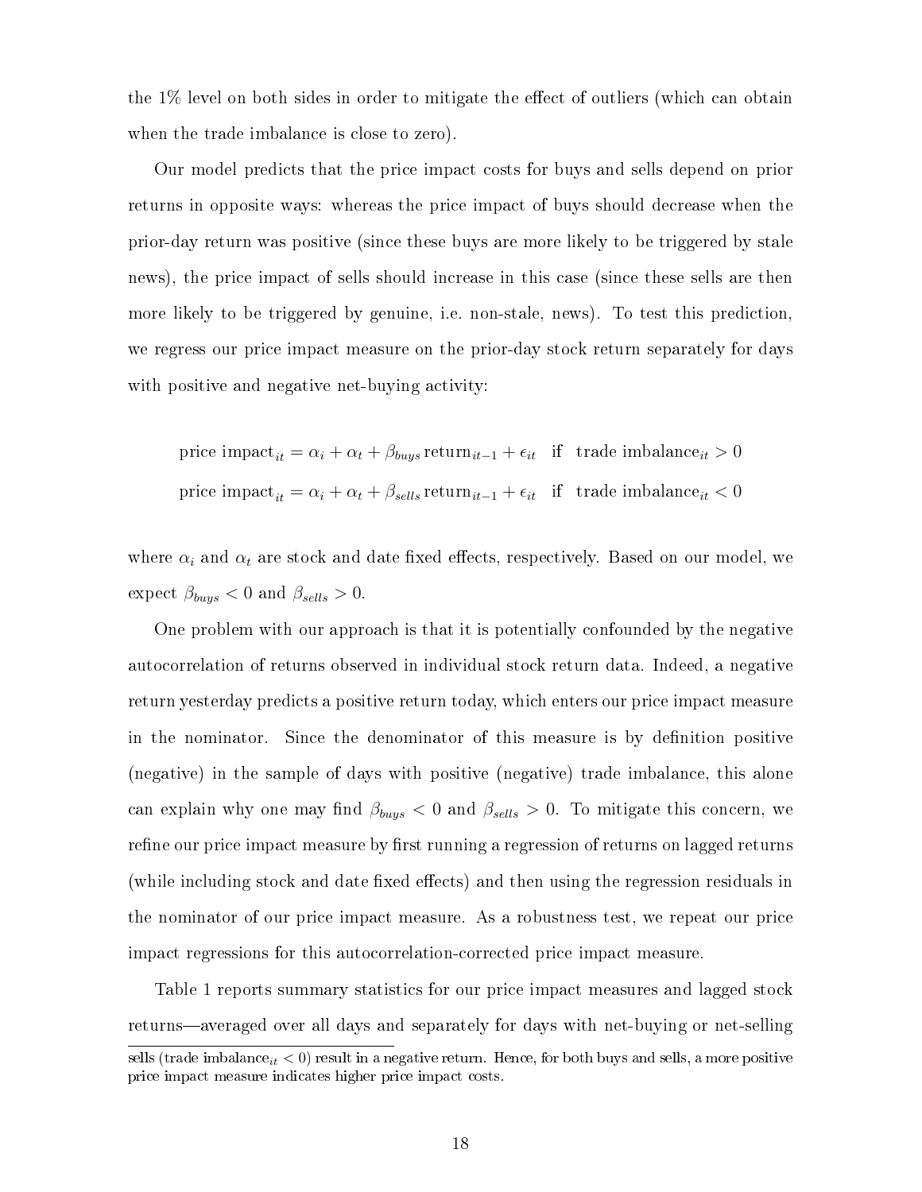the 1% level on both sides in order to mitigate the effect of outliers (which can obtain when the trade imbalance is close to zero).

Our model predicts that the price impact costs for buys and sells depend on prior returns in opposite ways: whereas the price impact of buys should decrease when the prior-day return was positive (since these buys are more likely to be triggered by stale news), the price impact of sells should increase in this case (since these sells are then more likely to be triggered by genuine, i.e. non-stale, news). To test this prediction, we regress our price impact measure on the prior-day stock return separately for days with positive and negative net-buying activity:

$$\text{price impact}_{it} = \alpha_i + \alpha_t + \beta_{buys}\, \text{return}_{it-1} + \epsilon_{it} \quad \text{if} \quad \text{trade imbalance}_{it} > 0$$

$$\text{price impact}_{it} = \alpha_i + \alpha_t + \beta_{sells}\, \text{return}_{it-1} + \epsilon_{it} \quad \text{if} \quad \text{trade imbalance}_{it} < 0$$

where $\alpha_i$ and $\alpha_t$ are stock and date fixed effects, respectively. Based on our model, we expect $\beta_{buys} < 0$ and $\beta_{sells} > 0$.

One problem with our approach is that it is potentially confounded by the negative autocorrelation of returns observed in individual stock return data. Indeed, a negative return yesterday predicts a positive return today, which enters our price impact measure in the nominator. Since the denominator of this measure is by definition positive (negative) in the sample of days with positive (negative) trade imbalance, this alone can explain why one may find $\beta_{buys} < 0$ and $\beta_{sells} > 0$. To mitigate this concern, we refine our price impact measure by first running a regression of returns on lagged returns (while including stock and date fixed effects) and then using the regression residuals in the nominator of our price impact measure. As a robustness test, we repeat our price impact regressions for this autocorrelation-corrected price impact measure.

Table 1 reports summary statistics for our price impact measures and lagged stock returns—averaged over all days and separately for days with net-buying or net-selling

sells (trade imbalance$_{it} < 0$) result in a negative return. Hence, for both buys and sells, a more positive price impact measure indicates higher price impact costs.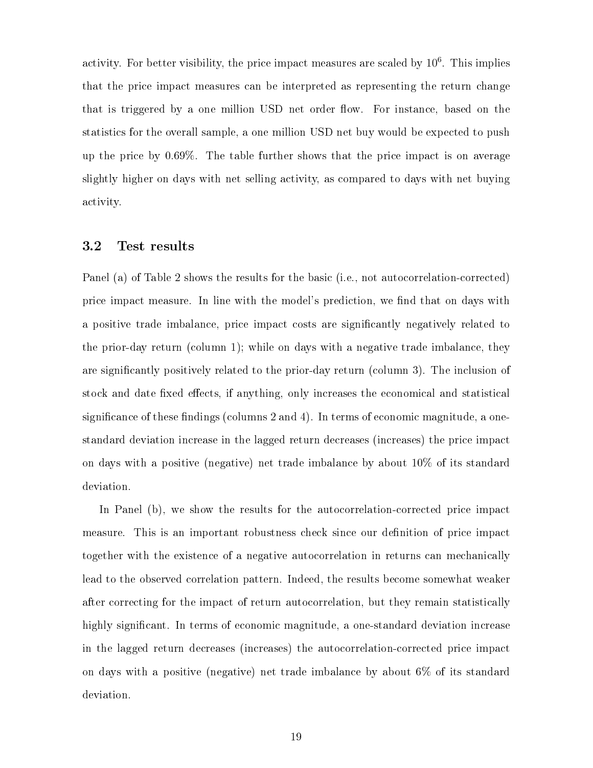activity. For better visibility, the price impact measures are scaled by $10^6$. This implies that the price impact measures can be interpreted as representing the return change that is triggered by a one million USD net order flow. For instance, based on the statistics for the overall sample, a one million USD net buy would be expected to push up the price by 0.69%. The table further shows that the price impact is on average slightly higher on days with net selling activity, as compared to days with net buying activity.

## 3.2 Test results

Panel (a) of Table 2 shows the results for the basic (i.e., not autocorrelation-corrected) price impact measure. In line with the model's prediction, we find that on days with a positive trade imbalance, price impact costs are significantly negatively related to the prior-day return (column 1); while on days with a negative trade imbalance, they are significantly positively related to the prior-day return (column 3). The inclusion of stock and date fixed effects, if anything, only increases the economical and statistical significance of these findings (columns 2 and 4). In terms of economic magnitude, a one-standard deviation increase in the lagged return decreases (increases) the price impact on days with a positive (negative) net trade imbalance by about 10% of its standard deviation.

In Panel (b), we show the results for the autocorrelation-corrected price impact measure. This is an important robustness check since our definition of price impact together with the existence of a negative autocorrelation in returns can mechanically lead to the observed correlation pattern. Indeed, the results become somewhat weaker after correcting for the impact of return autocorrelation, but they remain statistically highly significant. In terms of economic magnitude, a one-standard deviation increase in the lagged return decreases (increases) the autocorrelation-corrected price impact on days with a positive (negative) net trade imbalance by about 6% of its standard deviation.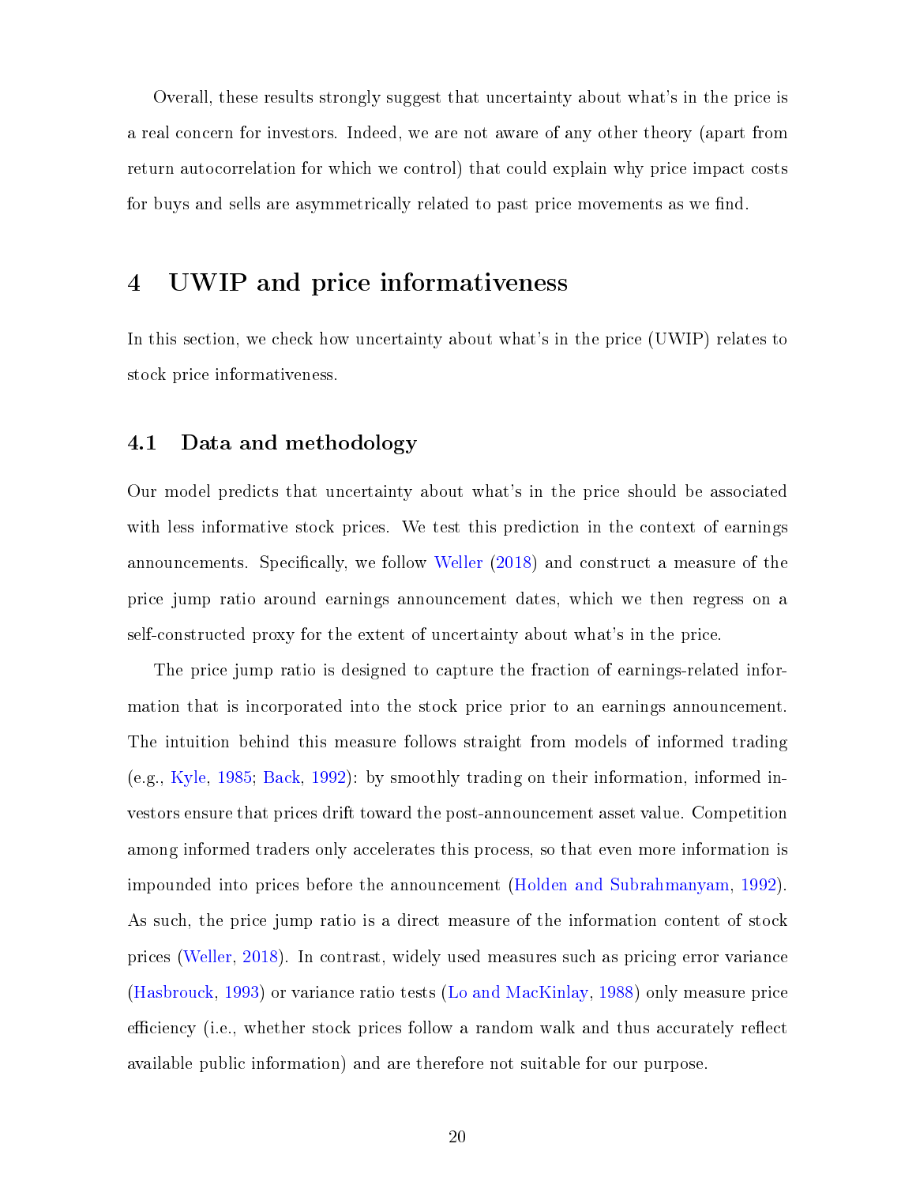Overall, these results strongly suggest that uncertainty about what's in the price is a real concern for investors. Indeed, we are not aware of any other theory (apart from return autocorrelation for which we control) that could explain why price impact costs for buys and sells are asymmetrically related to past price movements as we find.

# 4 UWIP and price informativeness

In this section, we check how uncertainty about what's in the price (UWIP) relates to stock price informativeness.

## 4.1 Data and methodology

Our model predicts that uncertainty about what's in the price should be associated with less informative stock prices. We test this prediction in the context of earnings announcements. Specifically, we follow Weller (2018) and construct a measure of the price jump ratio around earnings announcement dates, which we then regress on a self-constructed proxy for the extent of uncertainty about what's in the price.

The price jump ratio is designed to capture the fraction of earnings-related information that is incorporated into the stock price prior to an earnings announcement. The intuition behind this measure follows straight from models of informed trading (e.g., Kyle, 1985; Back, 1992): by smoothly trading on their information, informed investors ensure that prices drift toward the post-announcement asset value. Competition among informed traders only accelerates this process, so that even more information is impounded into prices before the announcement (Holden and Subrahmanyam, 1992). As such, the price jump ratio is a direct measure of the information content of stock prices (Weller, 2018). In contrast, widely used measures such as pricing error variance (Hasbrouck, 1993) or variance ratio tests (Lo and MacKinlay, 1988) only measure price efficiency (i.e., whether stock prices follow a random walk and thus accurately reflect available public information) and are therefore not suitable for our purpose.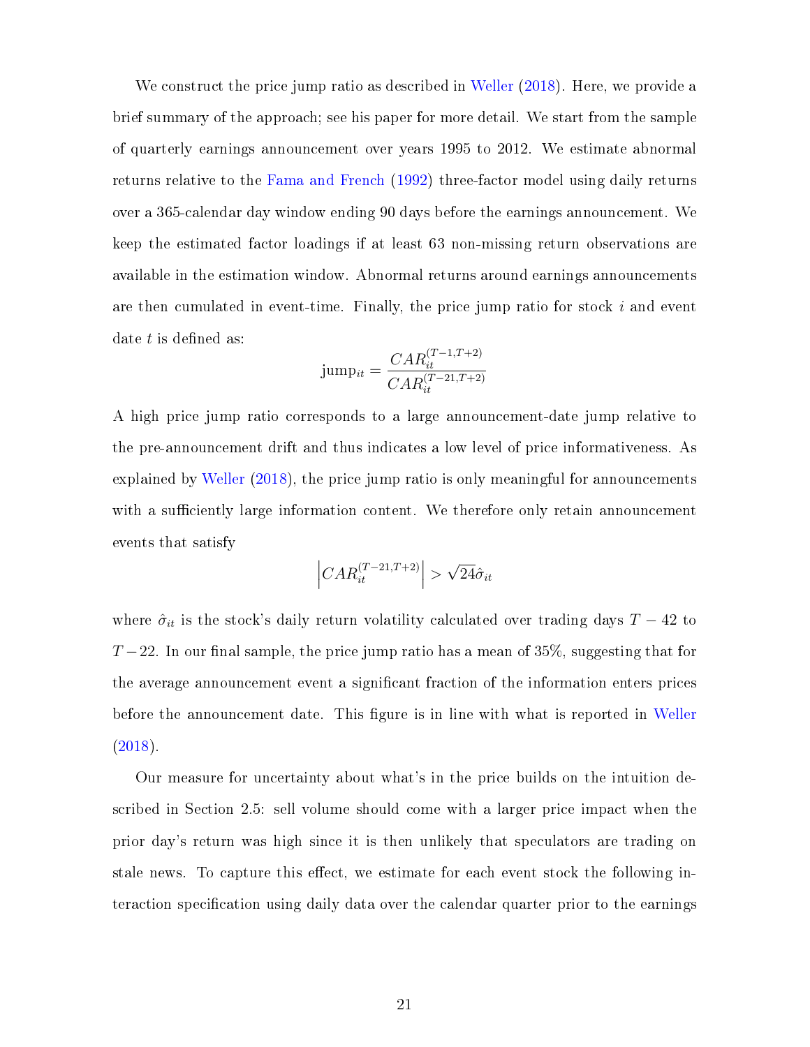We construct the price jump ratio as described in Weller (2018). Here, we provide a brief summary of the approach; see his paper for more detail. We start from the sample of quarterly earnings announcement over years 1995 to 2012. We estimate abnormal returns relative to the Fama and French (1992) three-factor model using daily returns over a 365-calendar day window ending 90 days before the earnings announcement. We keep the estimated factor loadings if at least 63 non-missing return observations are available in the estimation window. Abnormal returns around earnings announcements are then cumulated in event-time. Finally, the price jump ratio for stock $i$ and event date $t$ is defined as:

$$\text{jump}_{it} = \frac{CAR_{it}^{(T-1,T+2)}}{CAR_{it}^{(T-21,T+2)}}$$

A high price jump ratio corresponds to a large announcement-date jump relative to the pre-announcement drift and thus indicates a low level of price informativeness. As explained by Weller (2018), the price jump ratio is only meaningful for announcements with a sufficiently large information content. We therefore only retain announcement events that satisfy

$$\left|CAR_{it}^{(T-21,T+2)}\right| > \sqrt{24}\hat{\sigma}_{it}$$

where $\hat{\sigma}_{it}$ is the stock's daily return volatility calculated over trading days $T-42$ to $T-22$. In our final sample, the price jump ratio has a mean of 35%, suggesting that for the average announcement event a significant fraction of the information enters prices before the announcement date. This figure is in line with what is reported in Weller (2018).

Our measure for uncertainty about what's in the price builds on the intuition described in Section 2.5: sell volume should come with a larger price impact when the prior day's return was high since it is then unlikely that speculators are trading on stale news. To capture this effect, we estimate for each event stock the following interaction specification using daily data over the calendar quarter prior to the earnings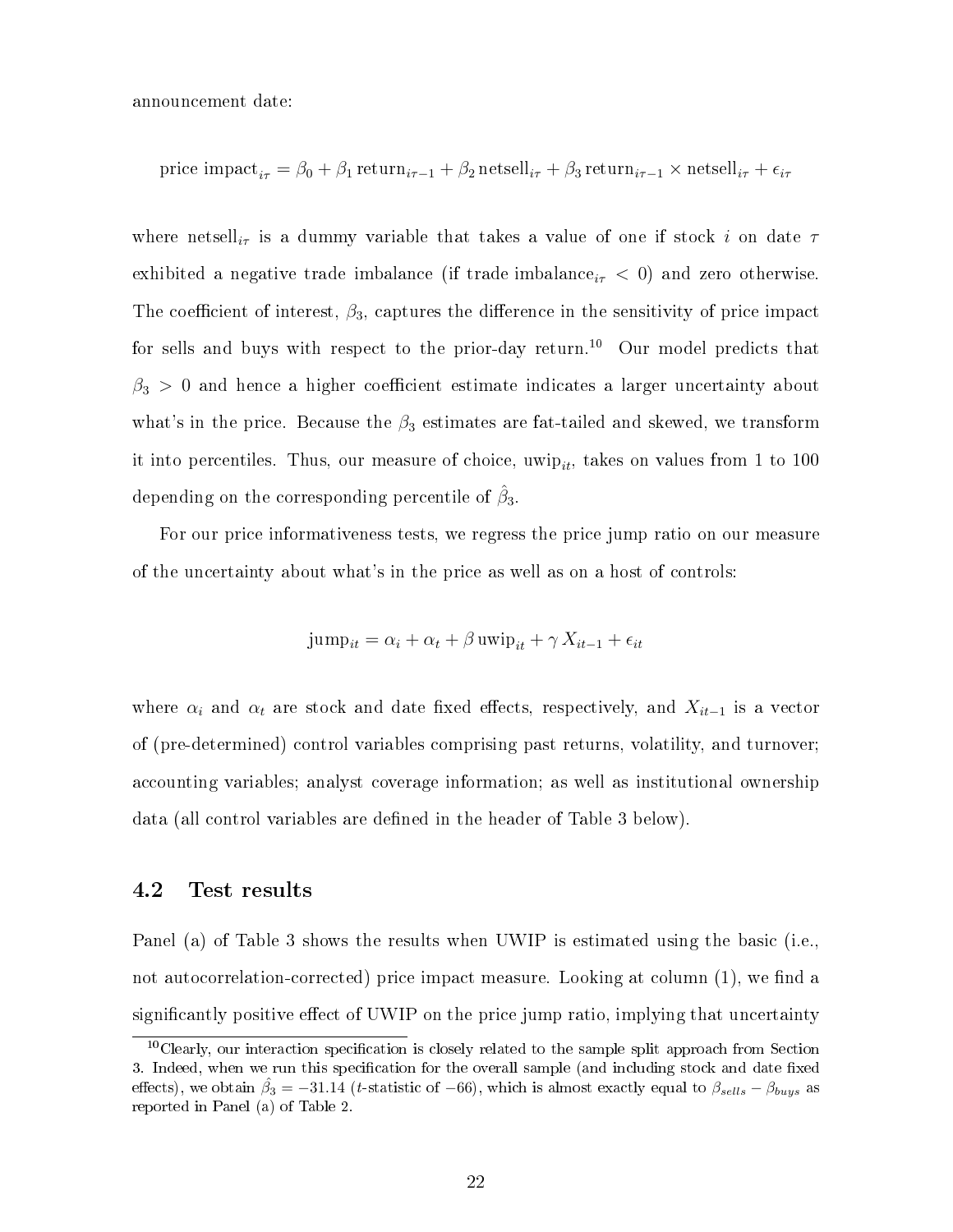announcement date:

$$\text{price impact}_{i\tau} = \beta_0 + \beta_1 \, \text{return}_{i\tau-1} + \beta_2 \, \text{netsell}_{i\tau} + \beta_3 \, \text{return}_{i\tau-1} \times \text{netsell}_{i\tau} + \epsilon_{i\tau}$$

where $\text{netsell}_{i\tau}$ is a dummy variable that takes a value of one if stock $i$ on date $\tau$ exhibited a negative trade imbalance (if $\text{trade imbalance}_{i\tau} < 0$) and zero otherwise. The coefficient of interest, $\beta_3$, captures the difference in the sensitivity of price impact for sells and buys with respect to the prior-day return.[10] Our model predicts that $\beta_3 > 0$ and hence a higher coefficient estimate indicates a larger uncertainty about what's in the price. Because the $\beta_3$ estimates are fat-tailed and skewed, we transform it into percentiles. Thus, our measure of choice, $\text{uwip}_{it}$, takes on values from 1 to 100 depending on the corresponding percentile of $\hat{\beta}_3$.

For our price informativeness tests, we regress the price jump ratio on our measure of the uncertainty about what's in the price as well as on a host of controls:

$$\text{jump}_{it} = \alpha_i + \alpha_t + \beta \, \text{uwip}_{it} + \gamma \, X_{it-1} + \epsilon_{it}$$

where $\alpha_i$ and $\alpha_t$ are stock and date fixed effects, respectively, and $X_{it-1}$ is a vector of (pre-determined) control variables comprising past returns, volatility, and turnover; accounting variables; analyst coverage information; as well as institutional ownership data (all control variables are defined in the header of Table 3 below).

## 4.2 Test results

Panel (a) of Table 3 shows the results when UWIP is estimated using the basic (i.e., not autocorrelation-corrected) price impact measure. Looking at column (1), we find a significantly positive effect of UWIP on the price jump ratio, implying that uncertainty

[10] Clearly, our interaction specification is closely related to the sample split approach from Section 3. Indeed, when we run this specification for the overall sample (and including stock and date fixed effects), we obtain $\hat{\beta}_3 = -31.14$ ($t$-statistic of $-66$), which is almost exactly equal to $\beta_{sells} - \beta_{buys}$ as reported in Panel (a) of Table 2.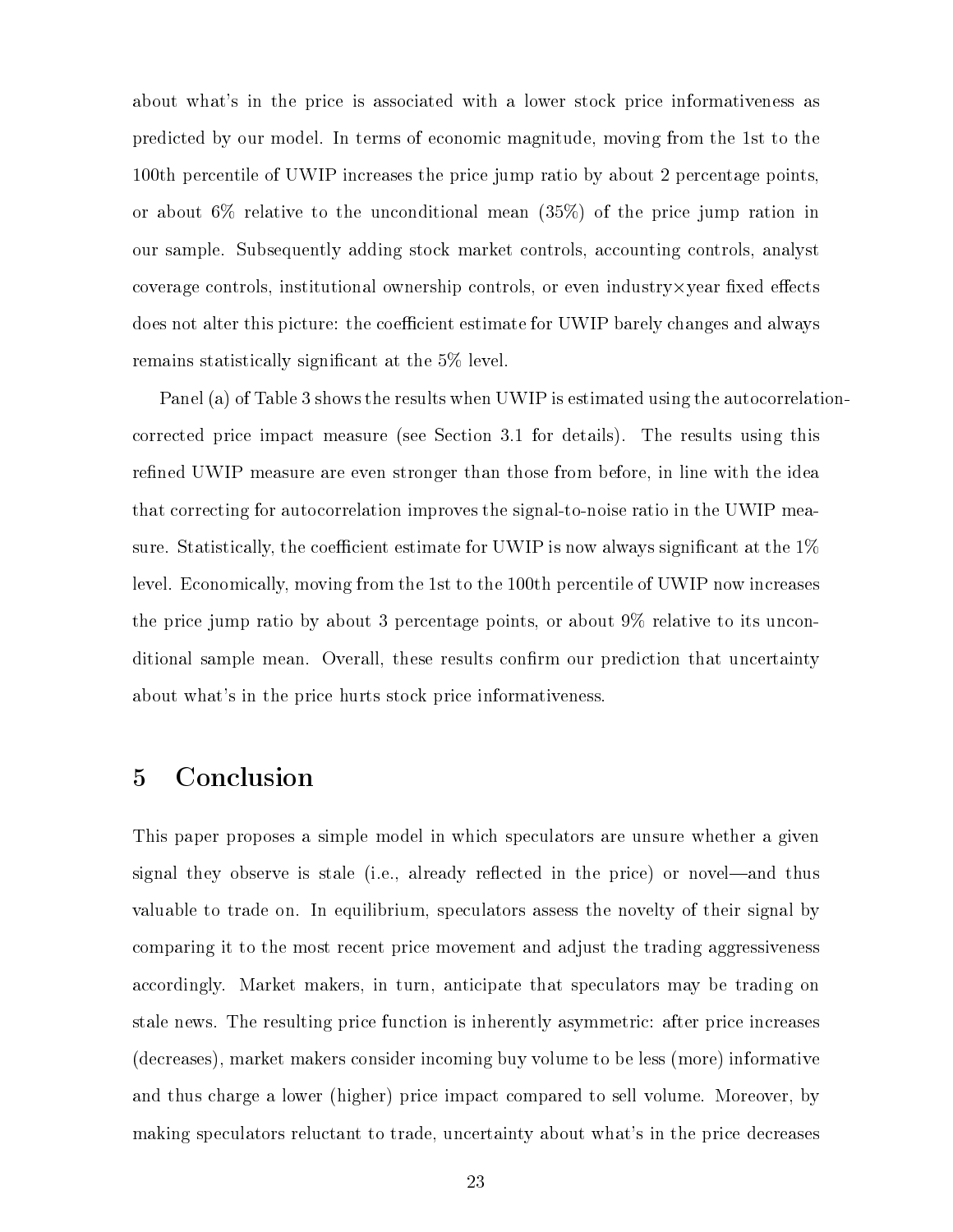about what's in the price is associated with a lower stock price informativeness as predicted by our model. In terms of economic magnitude, moving from the 1st to the 100th percentile of UWIP increases the price jump ratio by about 2 percentage points, or about 6% relative to the unconditional mean (35%) of the price jump ration in our sample. Subsequently adding stock market controls, accounting controls, analyst coverage controls, institutional ownership controls, or even industry×year fixed effects does not alter this picture: the coefficient estimate for UWIP barely changes and always remains statistically significant at the 5% level.

Panel (a) of Table 3 shows the results when UWIP is estimated using the autocorrelation-corrected price impact measure (see Section 3.1 for details). The results using this refined UWIP measure are even stronger than those from before, in line with the idea that correcting for autocorrelation improves the signal-to-noise ratio in the UWIP measure. Statistically, the coefficient estimate for UWIP is now always significant at the 1% level. Economically, moving from the 1st to the 100th percentile of UWIP now increases the price jump ratio by about 3 percentage points, or about 9% relative to its unconditional sample mean. Overall, these results confirm our prediction that uncertainty about what's in the price hurts stock price informativeness.

# 5 Conclusion

This paper proposes a simple model in which speculators are unsure whether a given signal they observe is stale (i.e., already reflected in the price) or novel—and thus valuable to trade on. In equilibrium, speculators assess the novelty of their signal by comparing it to the most recent price movement and adjust the trading aggressiveness accordingly. Market makers, in turn, anticipate that speculators may be trading on stale news. The resulting price function is inherently asymmetric: after price increases (decreases), market makers consider incoming buy volume to be less (more) informative and thus charge a lower (higher) price impact compared to sell volume. Moreover, by making speculators reluctant to trade, uncertainty about what's in the price decreases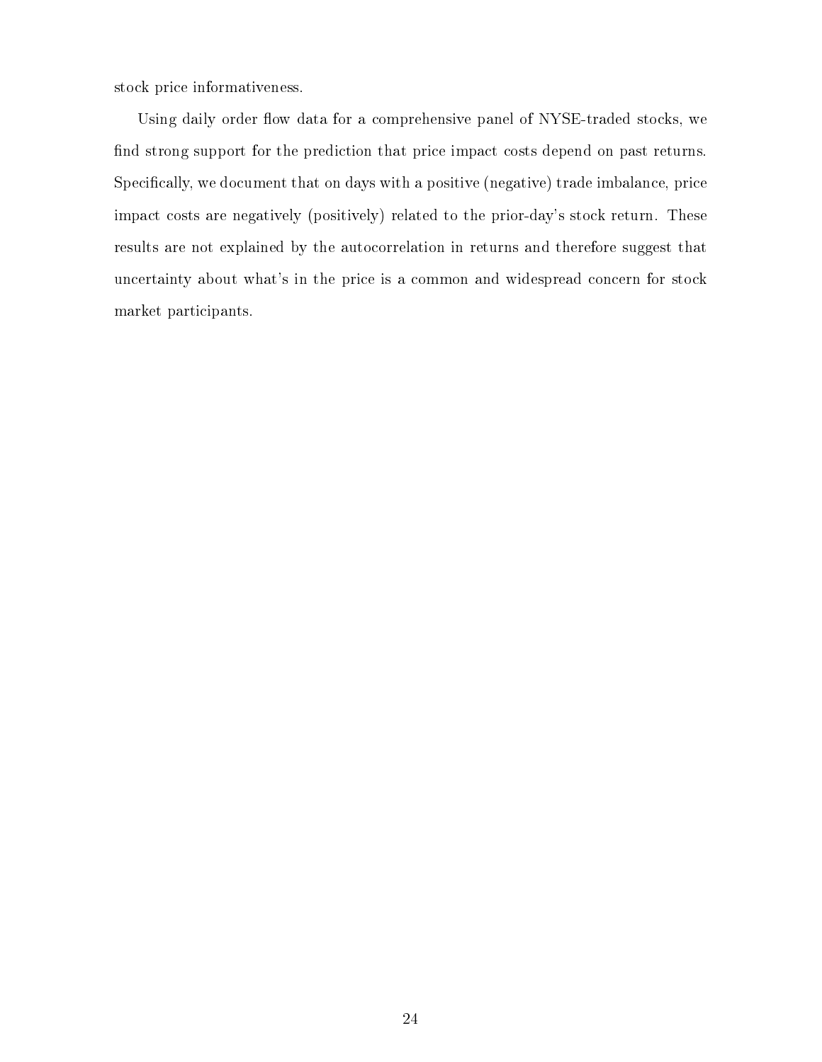stock price informativeness.

Using daily order flow data for a comprehensive panel of NYSE-traded stocks, we find strong support for the prediction that price impact costs depend on past returns. Specifically, we document that on days with a positive (negative) trade imbalance, price impact costs are negatively (positively) related to the prior-day's stock return. These results are not explained by the autocorrelation in returns and therefore suggest that uncertainty about what's in the price is a common and widespread concern for stock market participants.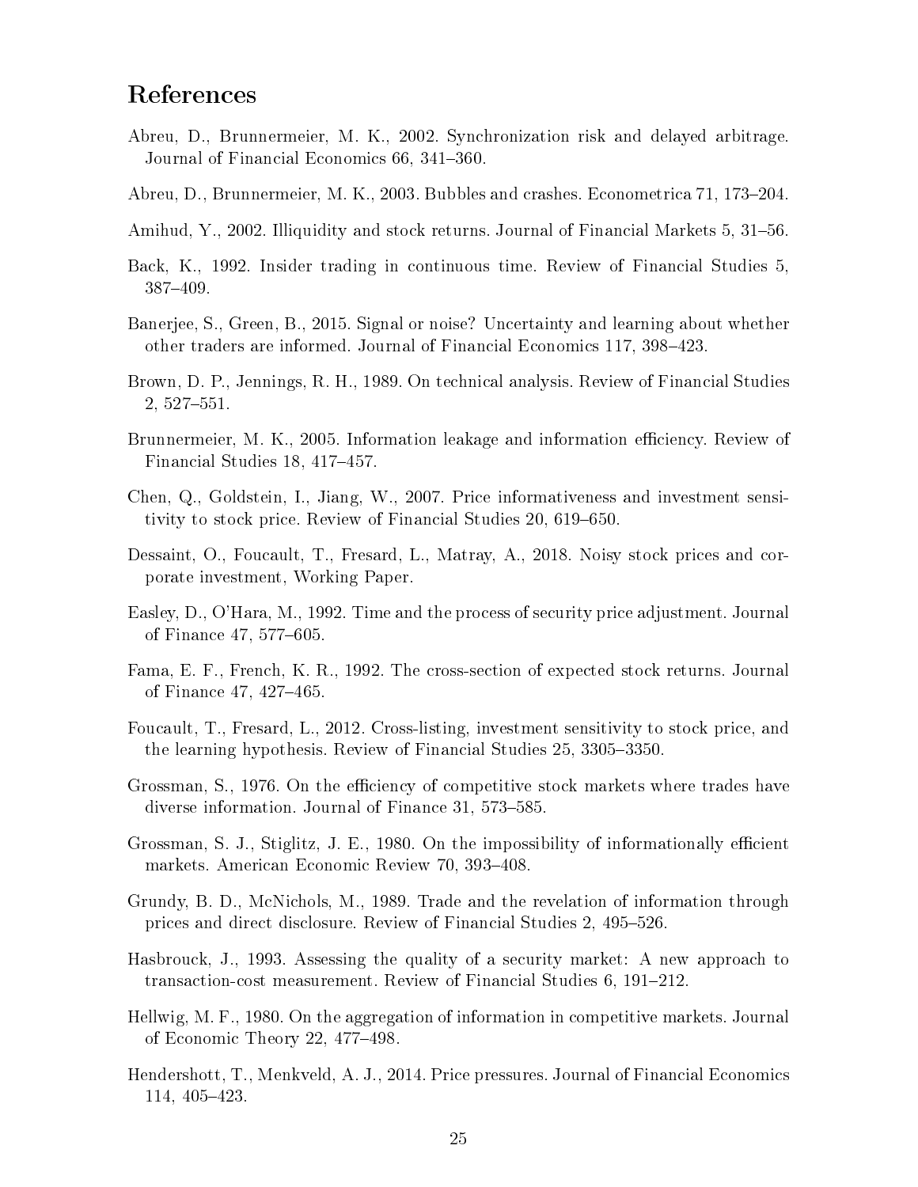# References

Abreu, D., Brunnermeier, M. K., 2002. Synchronization risk and delayed arbitrage. Journal of Financial Economics 66, 341–360.

Abreu, D., Brunnermeier, M. K., 2003. Bubbles and crashes. Econometrica 71, 173–204.

Amihud, Y., 2002. Illiquidity and stock returns. Journal of Financial Markets 5, 31–56.

Back, K., 1992. Insider trading in continuous time. Review of Financial Studies 5, 387–409.

Banerjee, S., Green, B., 2015. Signal or noise? Uncertainty and learning about whether other traders are informed. Journal of Financial Economics 117, 398–423.

Brown, D. P., Jennings, R. H., 1989. On technical analysis. Review of Financial Studies 2, 527–551.

Brunnermeier, M. K., 2005. Information leakage and information efficiency. Review of Financial Studies 18, 417–457.

Chen, Q., Goldstein, I., Jiang, W., 2007. Price informativeness and investment sensitivity to stock price. Review of Financial Studies 20, 619–650.

Dessaint, O., Foucault, T., Fresard, L., Matray, A., 2018. Noisy stock prices and corporate investment, Working Paper.

Easley, D., O'Hara, M., 1992. Time and the process of security price adjustment. Journal of Finance 47, 577–605.

Fama, E. F., French, K. R., 1992. The cross-section of expected stock returns. Journal of Finance 47, 427–465.

Foucault, T., Fresard, L., 2012. Cross-listing, investment sensitivity to stock price, and the learning hypothesis. Review of Financial Studies 25, 3305–3350.

Grossman, S., 1976. On the efficiency of competitive stock markets where trades have diverse information. Journal of Finance 31, 573–585.

Grossman, S. J., Stiglitz, J. E., 1980. On the impossibility of informationally efficient markets. American Economic Review 70, 393–408.

Grundy, B. D., McNichols, M., 1989. Trade and the revelation of information through prices and direct disclosure. Review of Financial Studies 2, 495–526.

Hasbrouck, J., 1993. Assessing the quality of a security market: A new approach to transaction-cost measurement. Review of Financial Studies 6, 191–212.

Hellwig, M. F., 1980. On the aggregation of information in competitive markets. Journal of Economic Theory 22, 477–498.

Hendershott, T., Menkveld, A. J., 2014. Price pressures. Journal of Financial Economics 114, 405–423.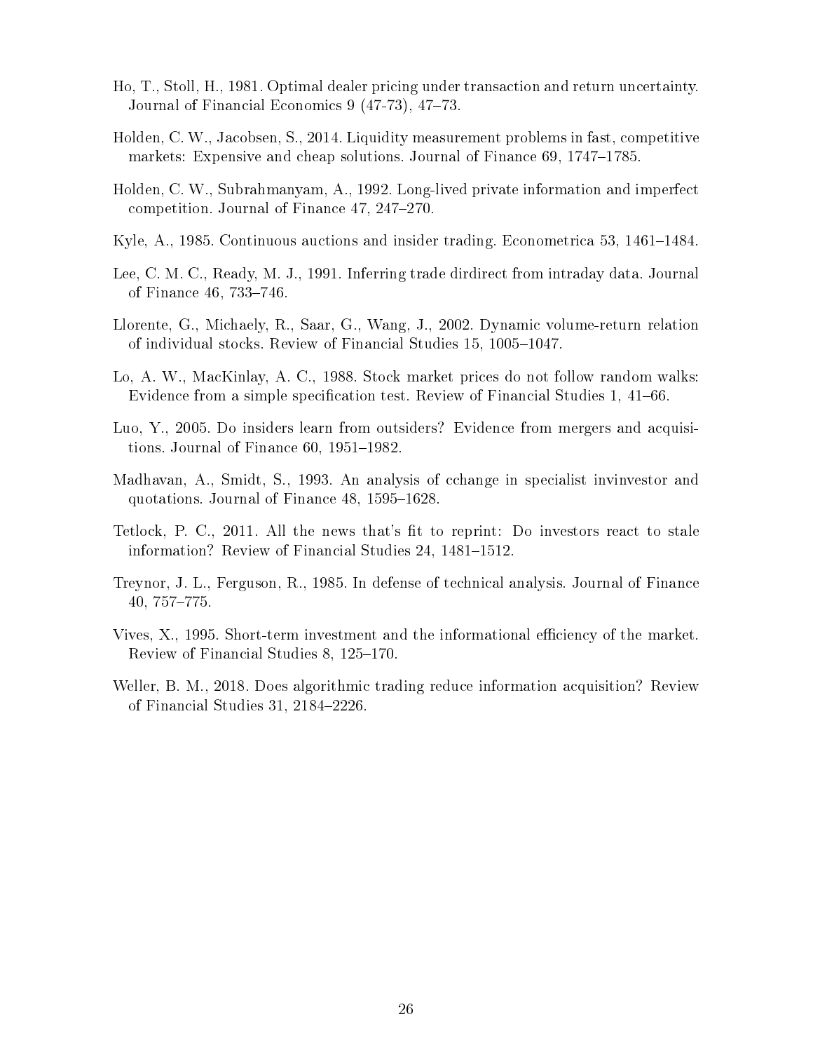Ho, T., Stoll, H., 1981. Optimal dealer pricing under transaction and return uncertainty. Journal of Financial Economics 9 (47-73), 47–73.

Holden, C. W., Jacobsen, S., 2014. Liquidity measurement problems in fast, competitive markets: Expensive and cheap solutions. Journal of Finance 69, 1747–1785.

Holden, C. W., Subrahmanyam, A., 1992. Long-lived private information and imperfect competition. Journal of Finance 47, 247–270.

Kyle, A., 1985. Continuous auctions and insider trading. Econometrica 53, 1461–1484.

Lee, C. M. C., Ready, M. J., 1991. Inferring trade dirdirect from intraday data. Journal of Finance 46, 733–746.

Llorente, G., Michaely, R., Saar, G., Wang, J., 2002. Dynamic volume-return relation of individual stocks. Review of Financial Studies 15, 1005–1047.

Lo, A. W., MacKinlay, A. C., 1988. Stock market prices do not follow random walks: Evidence from a simple specification test. Review of Financial Studies 1, 41–66.

Luo, Y., 2005. Do insiders learn from outsiders? Evidence from mergers and acquisitions. Journal of Finance 60, 1951–1982.

Madhavan, A., Smidt, S., 1993. An analysis of cchange in specialist invinvestor and quotations. Journal of Finance 48, 1595–1628.

Tetlock, P. C., 2011. All the news that's fit to reprint: Do investors react to stale information? Review of Financial Studies 24, 1481–1512.

Treynor, J. L., Ferguson, R., 1985. In defense of technical analysis. Journal of Finance 40, 757–775.

Vives, X., 1995. Short-term investment and the informational efficiency of the market. Review of Financial Studies 8, 125–170.

Weller, B. M., 2018. Does algorithmic trading reduce information acquisition? Review of Financial Studies 31, 2184–2226.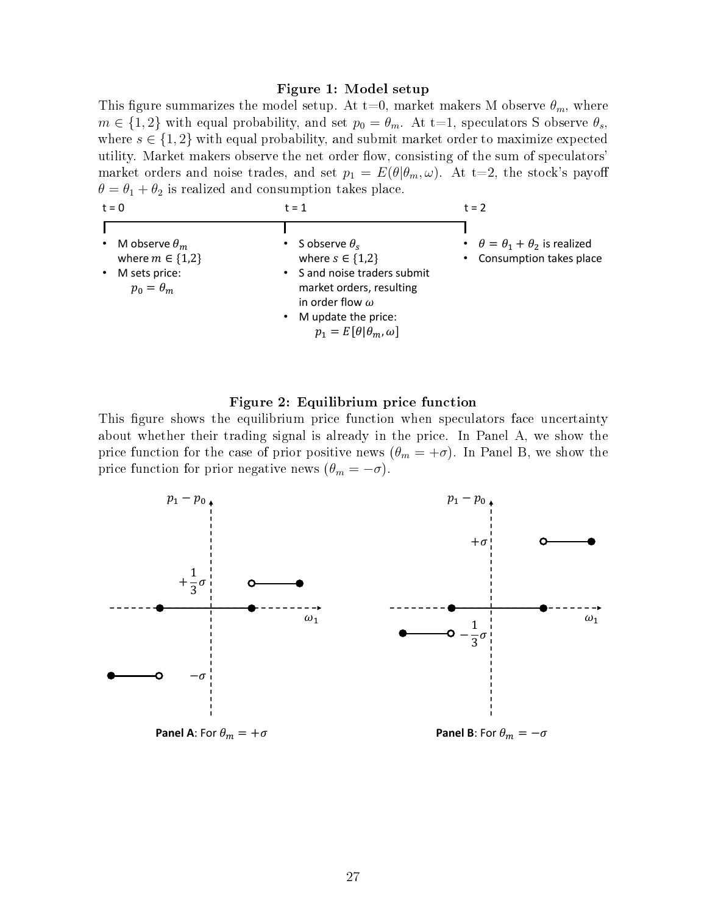**Figure 1: Model setup**

This figure summarizes the model setup. At t=0, market makers M observe $\theta_m$, where $m \in \{1, 2\}$ with equal probability, and set $p_0 = \theta_m$. At t=1, speculators S observe $\theta_s$, where $s \in \{1, 2\}$ with equal probability, and submit market order to maximize expected utility. Market makers observe the net order flow, consisting of the sum of speculators' market orders and noise trades, and set $p_1 = E(\theta|\theta_m, \omega)$. At t=2, the stock's payoff $\theta = \theta_1 + \theta_2$ is realized and consumption takes place.

t = 0

- M observe $\theta_m$ where $m \in \{1,2\}$
- M sets price: $p_0 = \theta_m$

t = 1

- S observe $\theta_s$ where $s \in \{1,2\}$
- S and noise traders submit market orders, resulting in order flow $\omega$
- M update the price: $p_1 = E[\theta|\theta_m, \omega]$

t = 2

- $\theta = \theta_1 + \theta_2$ is realized
- Consumption takes place

**Figure 2: Equilibrium price function**

This figure shows the equilibrium price function when speculators face uncertainty about whether their trading signal is already in the price. In Panel A, we show the price function for the case of prior positive news ($\theta_m = +\sigma$). In Panel B, we show the price function for prior negative news ($\theta_m = -\sigma$).

**Panel A**: For $\theta_m = +\sigma$

**Panel B**: For $\theta_m = -\sigma$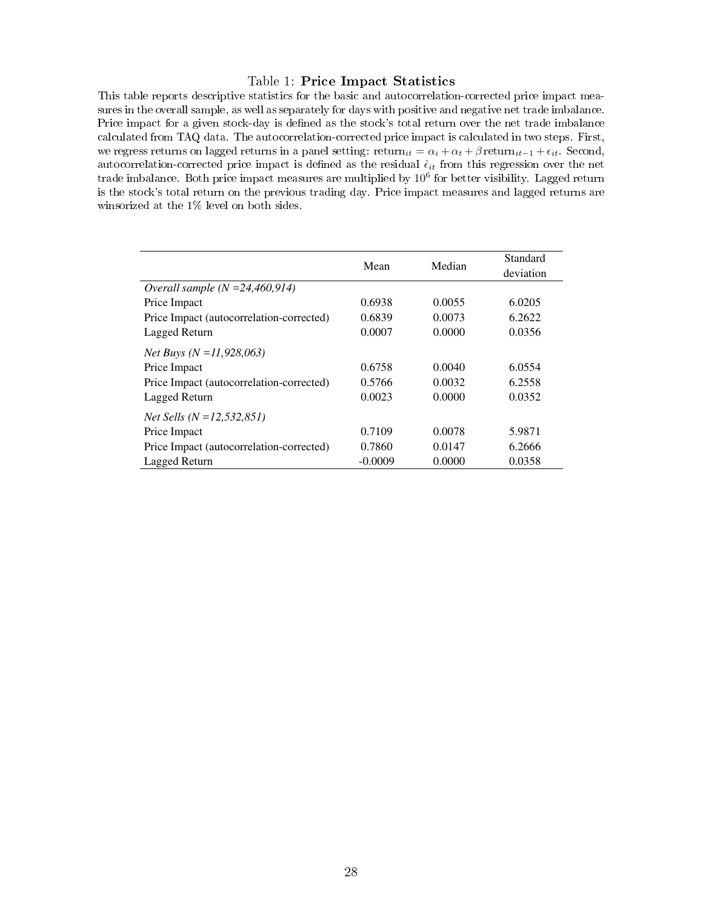Table 1: **Price Impact Statistics**

This table reports descriptive statistics for the basic and autocorrelation-corrected price impact measures in the overall sample, as well as separately for days with positive and negative net trade imbalance. Price impact for a given stock-day is defined as the stock's total return over the net trade imbalance calculated from TAQ data. The autocorrelation-corrected price impact is calculated in two steps. First, we regress returns on lagged returns in a panel setting: $\text{return}_{it} = \alpha_i + \alpha_t + \beta\,\text{return}_{it-1} + \epsilon_{it}$. Second, autocorrelation-corrected price impact is defined as the residual $\hat{\epsilon}_{it}$ from this regression over the net trade imbalance. Both price impact measures are multiplied by $10^6$ for better visibility. Lagged return is the stock's total return on the previous trading day. Price impact measures and lagged returns are winsorized at the 1% level on both sides.

| | Mean | Median | Standard deviation |
|---|---|---|---|
| *Overall sample (N =24,460,914)* | | | |
| Price Impact | 0.6938 | 0.0055 | 6.0205 |
| Price Impact (autocorrelation-corrected) | 0.6839 | 0.0073 | 6.2622 |
| Lagged Return | 0.0007 | 0.0000 | 0.0356 |
| *Net Buys (N =11,928,063)* | | | |
| Price Impact | 0.6758 | 0.0040 | 6.0554 |
| Price Impact (autocorrelation-corrected) | 0.5766 | 0.0032 | 6.2558 |
| Lagged Return | 0.0023 | 0.0000 | 0.0352 |
| *Net Sells (N =12,532,851)* | | | |
| Price Impact | 0.7109 | 0.0078 | 5.9871 |
| Price Impact (autocorrelation-corrected) | 0.7860 | 0.0147 | 6.2666 |
| Lagged Return | -0.0009 | 0.0000 | 0.0358 |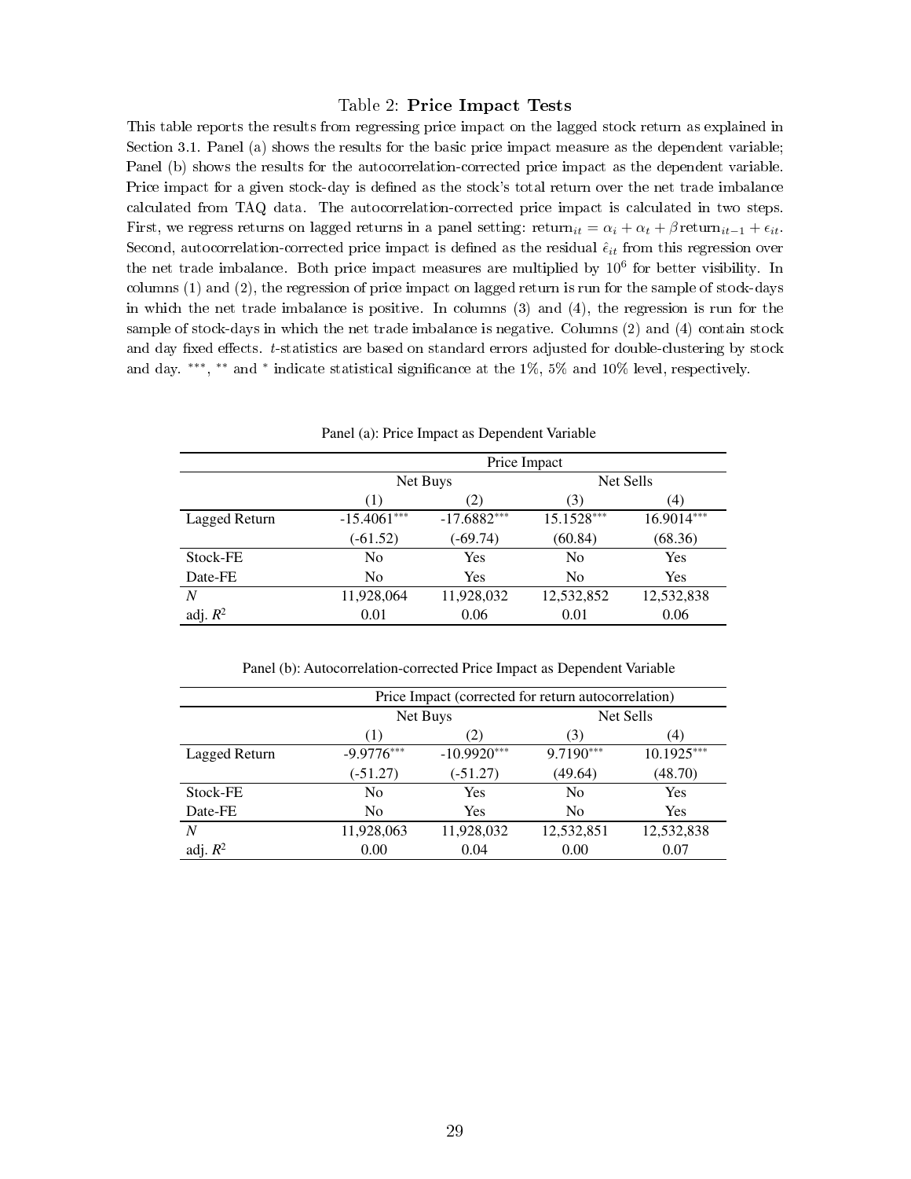Table 2: **Price Impact Tests**

This table reports the results from regressing price impact on the lagged stock return as explained in Section 3.1. Panel (a) shows the results for the basic price impact measure as the dependent variable; Panel (b) shows the results for the autocorrelation-corrected price impact as the dependent variable. Price impact for a given stock-day is defined as the stock's total return over the net trade imbalance calculated from TAQ data. The autocorrelation-corrected price impact is calculated in two steps. First, we regress returns on lagged returns in a panel setting: $\text{return}_{it} = \alpha_i + \alpha_t + \beta\,\text{return}_{it-1} + \epsilon_{it}$. Second, autocorrelation-corrected price impact is defined as the residual $\hat{\epsilon}_{it}$ from this regression over the net trade imbalance. Both price impact measures are multiplied by $10^6$ for better visibility. In columns (1) and (2), the regression of price impact on lagged return is run for the sample of stock-days in which the net trade imbalance is positive. In columns (3) and (4), the regression is run for the sample of stock-days in which the net trade imbalance is negative. Columns (2) and (4) contain stock and day fixed effects. $t$-statistics are based on standard errors adjusted for double-clustering by stock and day. $^{***}$, $^{**}$ and $^{*}$ indicate statistical significance at the 1%, 5% and 10% level, respectively.

Panel (a): Price Impact as Dependent Variable

| | Price Impact | | | |
|---|---|---|---|---|
| | Net Buys | | Net Sells | |
| | (1) | (2) | (3) | (4) |
| Lagged Return | -15.4061$^{***}$ | -17.6882$^{***}$ | 15.1528$^{***}$ | 16.9014$^{***}$ |
| | (-61.52) | (-69.74) | (60.84) | (68.36) |
| Stock-FE | No | Yes | No | Yes |
| Date-FE | No | Yes | No | Yes |
| $N$ | 11,928,064 | 11,928,032 | 12,532,852 | 12,532,838 |
| adj. $R^2$ | 0.01 | 0.06 | 0.01 | 0.06 |

Panel (b): Autocorrelation-corrected Price Impact as Dependent Variable

| | Price Impact (corrected for return autocorrelation) | | | |
|---|---|---|---|---|
| | Net Buys | | Net Sells | |
| | (1) | (2) | (3) | (4) |
| Lagged Return | -9.9776$^{***}$ | -10.9920$^{***}$ | 9.7190$^{***}$ | 10.1925$^{***}$ |
| | (-51.27) | (-51.27) | (49.64) | (48.70) |
| Stock-FE | No | Yes | No | Yes |
| Date-FE | No | Yes | No | Yes |
| $N$ | 11,928,063 | 11,928,032 | 12,532,851 | 12,532,838 |
| adj. $R^2$ | 0.00 | 0.04 | 0.00 | 0.07 |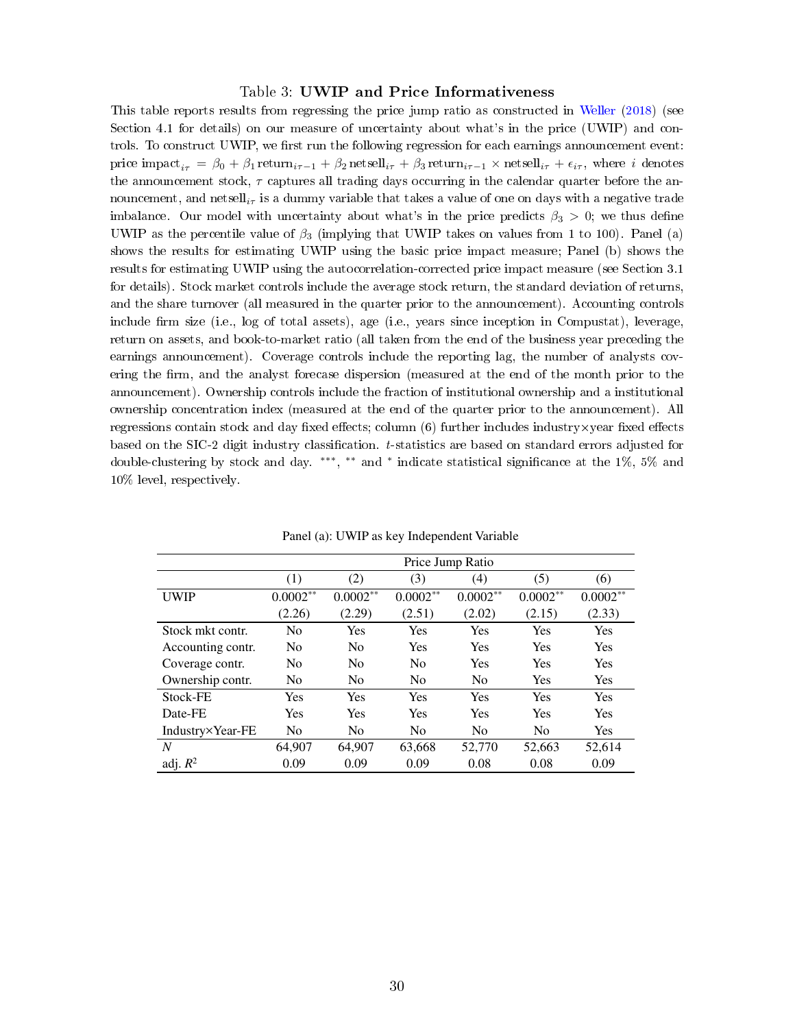Table 3: **UWIP and Price Informativeness**

This table reports results from regressing the price jump ratio as constructed in Weller (2018) (see Section 4.1 for details) on our measure of uncertainty about what's in the price (UWIP) and controls. To construct UWIP, we first run the following regression for each earnings announcement event: price impact$_{i\tau}$ = $\beta_0 + \beta_1\,\text{return}_{i\tau-1} + \beta_2\,\text{netsell}_{i\tau} + \beta_3\,\text{return}_{i\tau-1} \times \text{netsell}_{i\tau} + \epsilon_{i\tau}$, where $i$ denotes the announcement stock, $\tau$ captures all trading days occurring in the calendar quarter before the announcement, and netsell$_{i\tau}$ is a dummy variable that takes a value of one on days with a negative trade imbalance. Our model with uncertainty about what's in the price predicts $\beta_3 > 0$; we thus define UWIP as the percentile value of $\beta_3$ (implying that UWIP takes on values from 1 to 100). Panel (a) shows the results for estimating UWIP using the basic price impact measure; Panel (b) shows the results for estimating UWIP using the autocorrelation-corrected price impact measure (see Section 3.1 for details). Stock market controls include the average stock return, the standard deviation of returns, and the share turnover (all measured in the quarter prior to the announcement). Accounting controls include firm size (i.e., log of total assets), age (i.e., years since inception in Compustat), leverage, return on assets, and book-to-market ratio (all taken from the end of the business year preceding the earnings announcement). Coverage controls include the reporting lag, the number of analysts covering the firm, and the analyst forecase dispersion (measured at the end of the month prior to the announcement). Ownership controls include the fraction of institutional ownership and a institutional ownership concentration index (measured at the end of the quarter prior to the announcement). All regressions contain stock and day fixed effects; column (6) further includes industry×year fixed effects based on the SIC-2 digit industry classification. $t$-statistics are based on standard errors adjusted for double-clustering by stock and day. $^{***}$, $^{**}$ and $^{*}$ indicate statistical significance at the 1%, 5% and 10% level, respectively.

Panel (a): UWIP as key Independent Variable

| | Price Jump Ratio | | | | | |
|---|---|---|---|---|---|---|
| | (1) | (2) | (3) | (4) | (5) | (6) |
| UWIP | 0.0002$^{**}$ | 0.0002$^{**}$ | 0.0002$^{**}$ | 0.0002$^{**}$ | 0.0002$^{**}$ | 0.0002$^{**}$ |
| | (2.26) | (2.29) | (2.51) | (2.02) | (2.15) | (2.33) |
| Stock mkt contr. | No | Yes | Yes | Yes | Yes | Yes |
| Accounting contr. | No | No | Yes | Yes | Yes | Yes |
| Coverage contr. | No | No | No | Yes | Yes | Yes |
| Ownership contr. | No | No | No | No | Yes | Yes |
| Stock-FE | Yes | Yes | Yes | Yes | Yes | Yes |
| Date-FE | Yes | Yes | Yes | Yes | Yes | Yes |
| Industry×Year-FE | No | No | No | No | No | Yes |
| $N$ | 64,907 | 64,907 | 63,668 | 52,770 | 52,663 | 52,614 |
| adj. $R^2$ | 0.09 | 0.09 | 0.09 | 0.08 | 0.08 | 0.09 |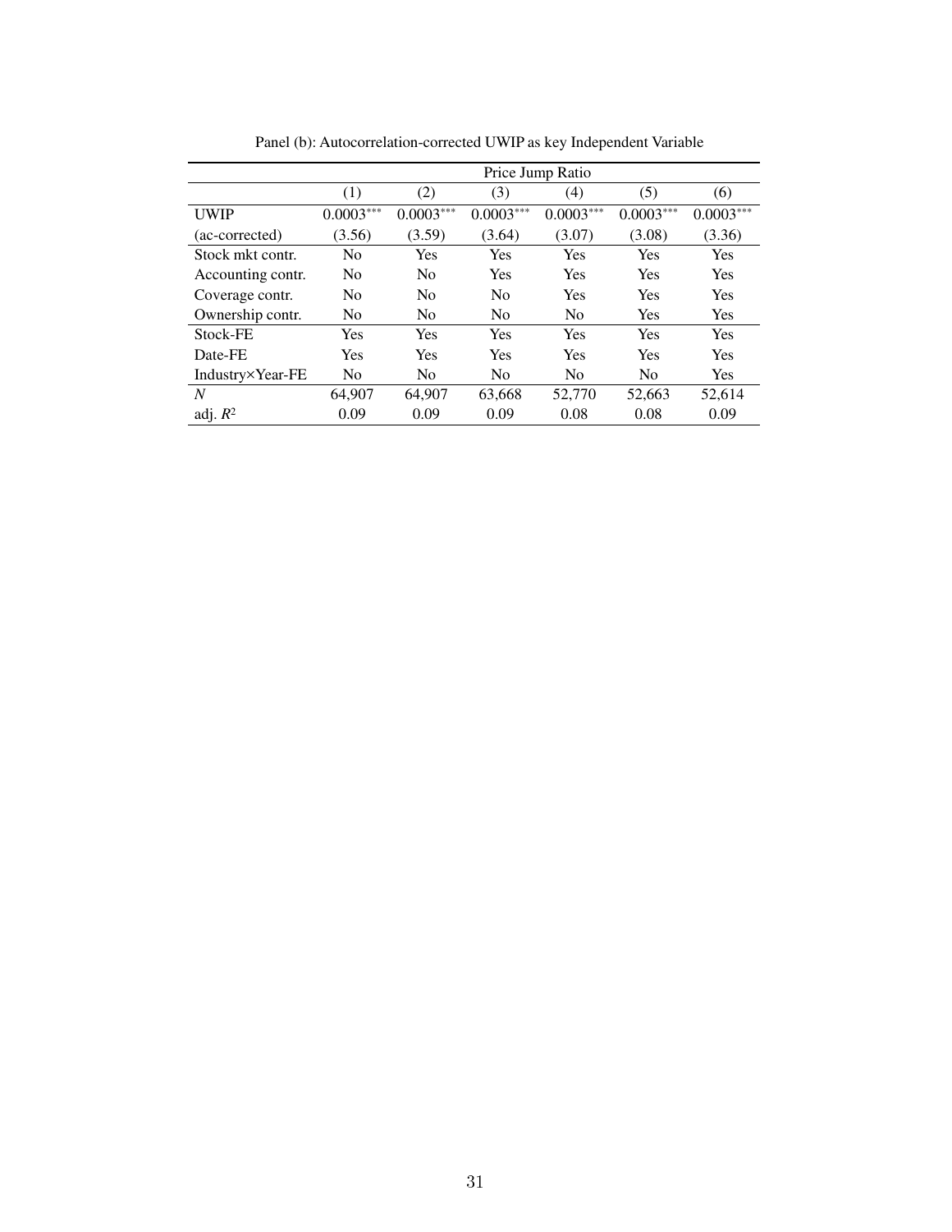Panel (b): Autocorrelation-corrected UWIP as key Independent Variable

| | Price Jump Ratio | | | | | |
|---|---|---|---|---|---|---|
| | (1) | (2) | (3) | (4) | (5) | (6) |
| UWIP | 0.0003*** | 0.0003*** | 0.0003*** | 0.0003*** | 0.0003*** | 0.0003*** |
| (ac-corrected) | (3.56) | (3.59) | (3.64) | (3.07) | (3.08) | (3.36) |
| Stock mkt contr. | No | Yes | Yes | Yes | Yes | Yes |
| Accounting contr. | No | No | Yes | Yes | Yes | Yes |
| Coverage contr. | No | No | No | Yes | Yes | Yes |
| Ownership contr. | No | No | No | No | Yes | Yes |
| Stock-FE | Yes | Yes | Yes | Yes | Yes | Yes |
| Date-FE | Yes | Yes | Yes | Yes | Yes | Yes |
| Industry×Year-FE | No | No | No | No | No | Yes |
| $N$ | 64,907 | 64,907 | 63,668 | 52,770 | 52,663 | 52,614 |
| adj. $R^2$ | 0.09 | 0.09 | 0.09 | 0.08 | 0.08 | 0.09 |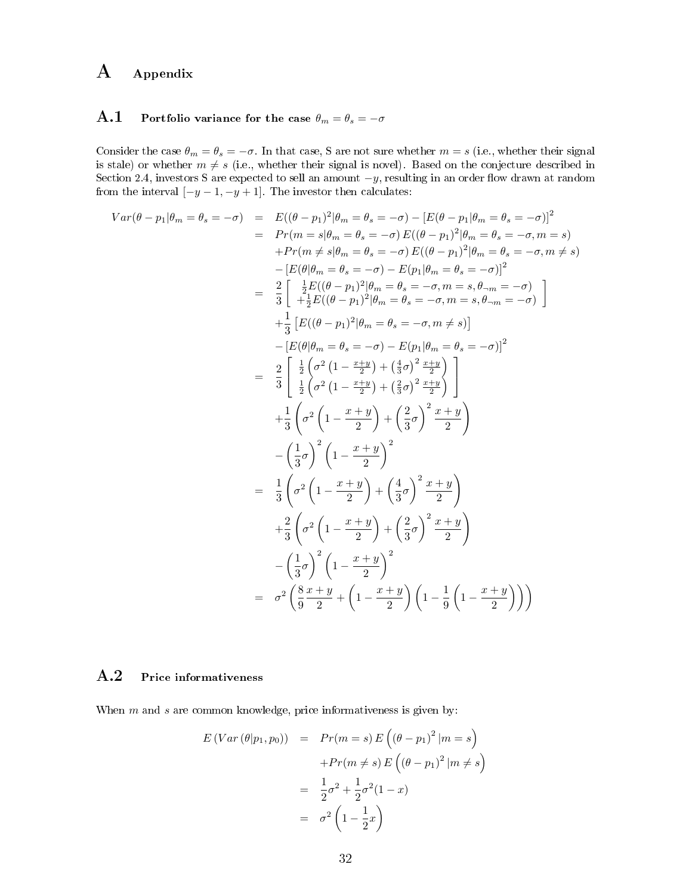# A Appendix

## A.1 Portfolio variance for the case $\theta_m = \theta_s = -\sigma$

Consider the case $\theta_m = \theta_s = -\sigma$. In that case, S are not sure whether $m = s$ (i.e., whether their signal is stale) or whether $m \neq s$ (i.e., whether their signal is novel). Based on the conjecture described in Section 2.4, investors S are expected to sell an amount $-y$, resulting in an order flow drawn at random from the interval $[-y-1, -y+1]$. The investor then calculates:

$$
\begin{aligned}
Var(\theta - p_1|\theta_m = \theta_s = -\sigma) &= E((\theta - p_1)^2|\theta_m = \theta_s = -\sigma) - [E(\theta - p_1|\theta_m = \theta_s = -\sigma)]^2 \\
&= Pr(m = s|\theta_m = \theta_s = -\sigma)\, E((\theta - p_1)^2|\theta_m = \theta_s = -\sigma, m = s) \\
&\quad + Pr(m \neq s|\theta_m = \theta_s = -\sigma)\, E((\theta - p_1)^2|\theta_m = \theta_s = -\sigma, m \neq s) \\
&\quad - [E(\theta|\theta_m = \theta_s = -\sigma) - E(p_1|\theta_m = \theta_s = -\sigma)]^2 \\
&= \frac{2}{3}\left[ \begin{array}{c} \frac{1}{2}E((\theta - p_1)^2|\theta_m = \theta_s = -\sigma, m = s, \theta_{\neg m} = -\sigma) \\ +\frac{1}{2}E((\theta - p_1)^2|\theta_m = \theta_s = -\sigma, m = s, \theta_{\neg m} = -\sigma) \end{array} \right] \\
&\quad + \frac{1}{3}\left[E((\theta - p_1)^2|\theta_m = \theta_s = -\sigma, m \neq s)\right] \\
&\quad - [E(\theta|\theta_m = \theta_s = -\sigma) - E(p_1|\theta_m = \theta_s = -\sigma)]^2 \\
&= \frac{2}{3}\left[ \begin{array}{c} \frac{1}{2}\left(\sigma^2\left(1 - \frac{x+y}{2}\right) + \left(\frac{4}{3}\sigma\right)^2 \frac{x+y}{2}\right) \\ \frac{1}{2}\left(\sigma^2\left(1 - \frac{x+y}{2}\right) + \left(\frac{2}{3}\sigma\right)^2 \frac{x+y}{2}\right) \end{array} \right] \\
&\quad + \frac{1}{3}\left(\sigma^2\left(1 - \frac{x+y}{2}\right) + \left(\frac{2}{3}\sigma\right)^2 \frac{x+y}{2}\right) \\
&\quad - \left(\frac{1}{3}\sigma\right)^2\left(1 - \frac{x+y}{2}\right)^2 \\
&= \frac{1}{3}\left(\sigma^2\left(1 - \frac{x+y}{2}\right) + \left(\frac{4}{3}\sigma\right)^2 \frac{x+y}{2}\right) \\
&\quad + \frac{2}{3}\left(\sigma^2\left(1 - \frac{x+y}{2}\right) + \left(\frac{2}{3}\sigma\right)^2 \frac{x+y}{2}\right) \\
&\quad - \left(\frac{1}{3}\sigma\right)^2\left(1 - \frac{x+y}{2}\right)^2 \\
&= \sigma^2\left(\frac{8}{9}\frac{x+y}{2} + \left(1 - \frac{x+y}{2}\right)\left(1 - \frac{1}{9}\left(1 - \frac{x+y}{2}\right)\right)\right)
\end{aligned}
$$

## A.2 Price informativeness

When $m$ and $s$ are common knowledge, price informativeness is given by:

$$
\begin{aligned}
E\left(Var\left(\theta|p_1, p_0\right)\right) &= Pr(m = s)\, E\left(\left(\theta - p_1\right)^2 | m = s\right) \\
&\quad + Pr(m \neq s)\, E\left(\left(\theta - p_1\right)^2 | m \neq s\right) \\
&= \frac{1}{2}\sigma^2 + \frac{1}{2}\sigma^2(1 - x) \\
&= \sigma^2\left(1 - \frac{1}{2}x\right)
\end{aligned}
$$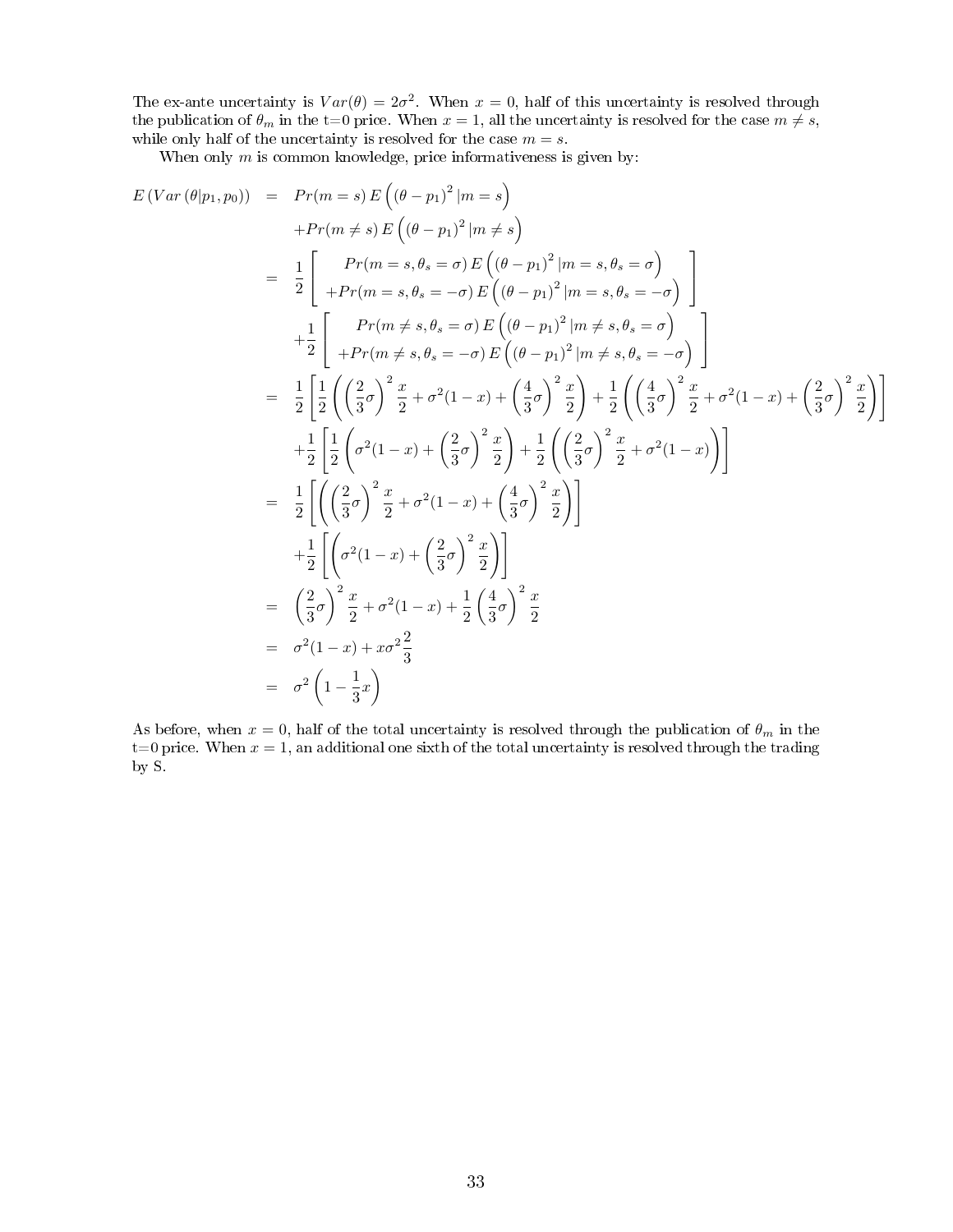The ex-ante uncertainty is $Var(\theta) = 2\sigma^2$. When $x = 0$, half of this uncertainty is resolved through the publication of $\theta_m$ in the t=0 price. When $x = 1$, all the uncertainty is resolved for the case $m \neq s$, while only half of the uncertainty is resolved for the case $m = s$.

When only $m$ is common knowledge, price informativeness is given by:

$$
\begin{aligned}
E\left(Var\left(\theta|p_1, p_0\right)\right) &= Pr(m = s)\, E\left(\left(\theta - p_1\right)^2 | m = s\right) \\
&\quad + Pr(m \neq s)\, E\left(\left(\theta - p_1\right)^2 | m \neq s\right) \\
&= \frac{1}{2}\left[\begin{array}{c} Pr(m = s, \theta_s = \sigma)\, E\left(\left(\theta - p_1\right)^2 | m = s, \theta_s = \sigma\right) \\ + Pr(m = s, \theta_s = -\sigma)\, E\left(\left(\theta - p_1\right)^2 | m = s, \theta_s = -\sigma\right) \end{array}\right] \\
&\quad + \frac{1}{2}\left[\begin{array}{c} Pr(m \neq s, \theta_s = \sigma)\, E\left(\left(\theta - p_1\right)^2 | m \neq s, \theta_s = \sigma\right) \\ + Pr(m \neq s, \theta_s = -\sigma)\, E\left(\left(\theta - p_1\right)^2 | m \neq s, \theta_s = -\sigma\right) \end{array}\right] \\
&= \frac{1}{2}\left[\frac{1}{2}\left(\left(\frac{2}{3}\sigma\right)^2 \frac{x}{2} + \sigma^2(1-x) + \left(\frac{4}{3}\sigma\right)^2 \frac{x}{2}\right) + \frac{1}{2}\left(\left(\frac{4}{3}\sigma\right)^2 \frac{x}{2} + \sigma^2(1-x) + \left(\frac{2}{3}\sigma\right)^2 \frac{x}{2}\right)\right] \\
&\quad + \frac{1}{2}\left[\frac{1}{2}\left(\sigma^2(1-x) + \left(\frac{2}{3}\sigma\right)^2 \frac{x}{2}\right) + \frac{1}{2}\left(\left(\frac{2}{3}\sigma\right)^2 \frac{x}{2} + \sigma^2(1-x)\right)\right] \\
&= \frac{1}{2}\left[\left(\left(\frac{2}{3}\sigma\right)^2 \frac{x}{2} + \sigma^2(1-x) + \left(\frac{4}{3}\sigma\right)^2 \frac{x}{2}\right)\right] \\
&\quad + \frac{1}{2}\left[\left(\sigma^2(1-x) + \left(\frac{2}{3}\sigma\right)^2 \frac{x}{2}\right)\right] \\
&= \left(\frac{2}{3}\sigma\right)^2 \frac{x}{2} + \sigma^2(1-x) + \frac{1}{2}\left(\frac{4}{3}\sigma\right)^2 \frac{x}{2} \\
&= \sigma^2(1-x) + x\sigma^2 \frac{2}{3} \\
&= \sigma^2\left(1 - \frac{1}{3}x\right)
\end{aligned}
$$

As before, when $x = 0$, half of the total uncertainty is resolved through the publication of $\theta_m$ in the t=0 price. When $x = 1$, an additional one sixth of the total uncertainty is resolved through the trading by S.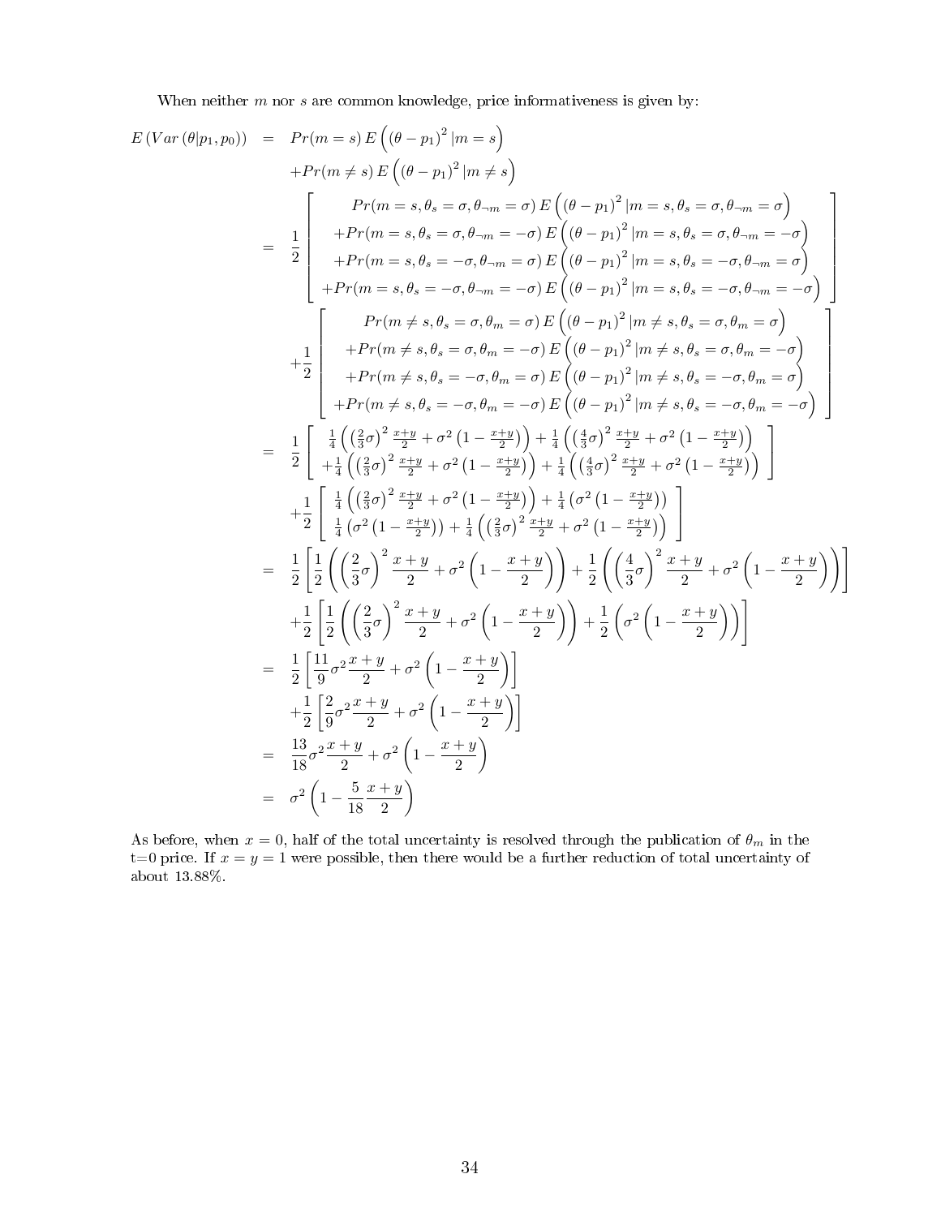When neither $m$ nor $s$ are common knowledge, price informativeness is given by:

$$
\begin{aligned}
E\left(Var\left(\theta|p_1,p_0\right)\right) &= Pr(m=s)\,E\left(\left(\theta-p_1\right)^2|m=s\right) \\
&\quad + Pr(m\neq s)\,E\left(\left(\theta-p_1\right)^2|m\neq s\right) \\
&= \frac{1}{2}\left[\begin{array}{c}
Pr(m=s,\theta_s=\sigma,\theta_{\neg m}=\sigma)\,E\left(\left(\theta-p_1\right)^2|m=s,\theta_s=\sigma,\theta_{\neg m}=\sigma\right) \\
+Pr(m=s,\theta_s=\sigma,\theta_{\neg m}=-\sigma)\,E\left(\left(\theta-p_1\right)^2|m=s,\theta_s=\sigma,\theta_{\neg m}=-\sigma\right) \\
+Pr(m=s,\theta_s=-\sigma,\theta_{\neg m}=\sigma)\,E\left(\left(\theta-p_1\right)^2|m=s,\theta_s=-\sigma,\theta_{\neg m}=\sigma\right) \\
+Pr(m=s,\theta_s=-\sigma,\theta_{\neg m}=-\sigma)\,E\left(\left(\theta-p_1\right)^2|m=s,\theta_s=-\sigma,\theta_{\neg m}=-\sigma\right)
\end{array}\right] \\
&\quad + \frac{1}{2}\left[\begin{array}{c}
Pr(m\neq s,\theta_s=\sigma,\theta_m=\sigma)\,E\left(\left(\theta-p_1\right)^2|m\neq s,\theta_s=\sigma,\theta_m=\sigma\right) \\
+Pr(m\neq s,\theta_s=\sigma,\theta_m=-\sigma)\,E\left(\left(\theta-p_1\right)^2|m\neq s,\theta_s=\sigma,\theta_m=-\sigma\right) \\
+Pr(m\neq s,\theta_s=-\sigma,\theta_m=\sigma)\,E\left(\left(\theta-p_1\right)^2|m\neq s,\theta_s=-\sigma,\theta_m=\sigma\right) \\
+Pr(m\neq s,\theta_s=-\sigma,\theta_m=-\sigma)\,E\left(\left(\theta-p_1\right)^2|m\neq s,\theta_s=-\sigma,\theta_m=-\sigma\right)
\end{array}\right] \\
&= \frac{1}{2}\left[\begin{array}{c}
\frac{1}{4}\left(\left(\frac{2}{3}\sigma\right)^2\frac{x+y}{2}+\sigma^2\left(1-\frac{x+y}{2}\right)\right)+\frac{1}{4}\left(\left(\frac{4}{3}\sigma\right)^2\frac{x+y}{2}+\sigma^2\left(1-\frac{x+y}{2}\right)\right) \\
+\frac{1}{4}\left(\left(\frac{2}{3}\sigma\right)^2\frac{x+y}{2}+\sigma^2\left(1-\frac{x+y}{2}\right)\right)+\frac{1}{4}\left(\left(\frac{4}{3}\sigma\right)^2\frac{x+y}{2}+\sigma^2\left(1-\frac{x+y}{2}\right)\right)
\end{array}\right] \\
&\quad + \frac{1}{2}\left[\begin{array}{c}
\frac{1}{4}\left(\left(\frac{2}{3}\sigma\right)^2\frac{x+y}{2}+\sigma^2\left(1-\frac{x+y}{2}\right)\right)+\frac{1}{4}\left(\sigma^2\left(1-\frac{x+y}{2}\right)\right) \\
\frac{1}{4}\left(\sigma^2\left(1-\frac{x+y}{2}\right)\right)+\frac{1}{4}\left(\left(\frac{2}{3}\sigma\right)^2\frac{x+y}{2}+\sigma^2\left(1-\frac{x+y}{2}\right)\right)
\end{array}\right] \\
&= \frac{1}{2}\left[\frac{1}{2}\left(\left(\frac{2}{3}\sigma\right)^2\frac{x+y}{2}+\sigma^2\left(1-\frac{x+y}{2}\right)\right)+\frac{1}{2}\left(\left(\frac{4}{3}\sigma\right)^2\frac{x+y}{2}+\sigma^2\left(1-\frac{x+y}{2}\right)\right)\right] \\
&\quad + \frac{1}{2}\left[\frac{1}{2}\left(\left(\frac{2}{3}\sigma\right)^2\frac{x+y}{2}+\sigma^2\left(1-\frac{x+y}{2}\right)\right)+\frac{1}{2}\left(\sigma^2\left(1-\frac{x+y}{2}\right)\right)\right] \\
&= \frac{1}{2}\left[\frac{11}{9}\sigma^2\frac{x+y}{2}+\sigma^2\left(1-\frac{x+y}{2}\right)\right] \\
&\quad + \frac{1}{2}\left[\frac{2}{9}\sigma^2\frac{x+y}{2}+\sigma^2\left(1-\frac{x+y}{2}\right)\right] \\
&= \frac{13}{18}\sigma^2\frac{x+y}{2}+\sigma^2\left(1-\frac{x+y}{2}\right) \\
&= \sigma^2\left(1-\frac{5}{18}\frac{x+y}{2}\right)
\end{aligned}
$$

As before, when $x=0$, half of the total uncertainty is resolved through the publication of $\theta_m$ in the t=0 price. If $x=y=1$ were possible, then there would be a further reduction of total uncertainty of about 13.88%.